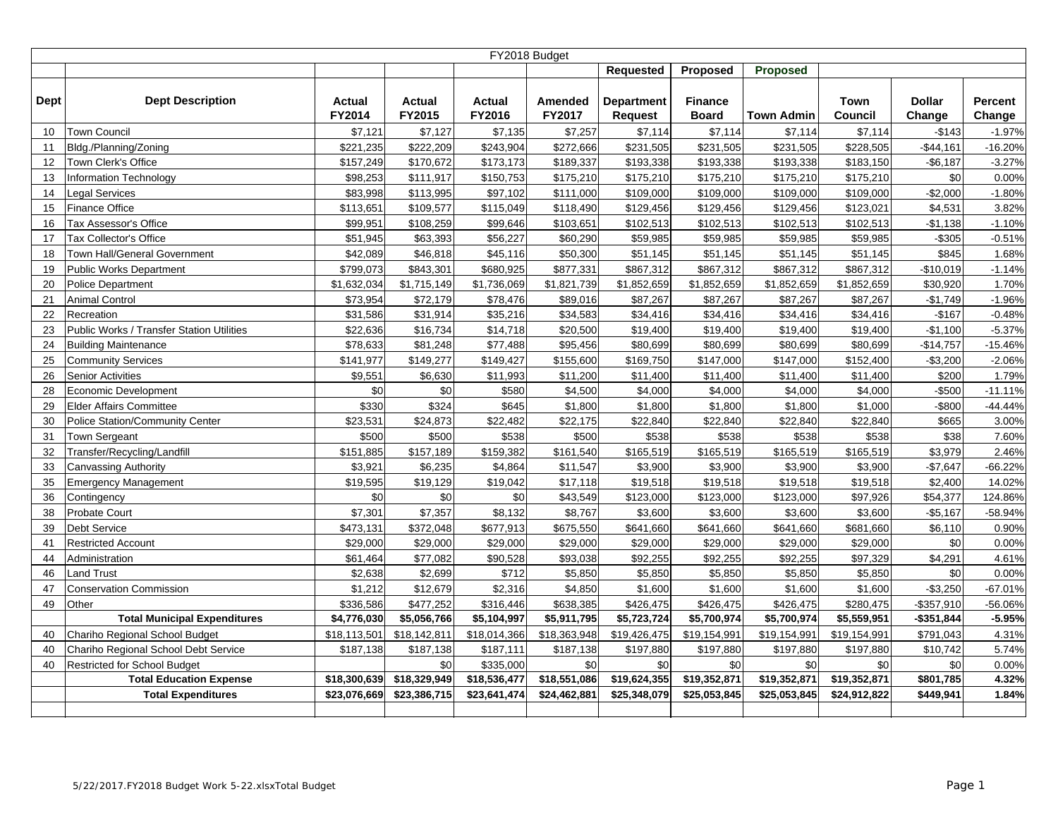# FY2018 Budget

| Dept | Dept Description | Actual FY2014 | Actual FY2015 | Actual FY2016 | Amended FY2017 | Requested Department Request | Proposed Finance Board | Proposed Town Admin | Town Council | Dollar Change | Percent Change |
|---|---|---|---|---|---|---|---|---|---|---|---|
| 10 | Town Council | $7,121 | $7,127 | $7,135 | $7,257 | $7,114 | $7,114 | $7,114 | $7,114 | -$143 | -1.97% |
| 11 | Bldg./Planning/Zoning | $221,235 | $222,209 | $243,904 | $272,666 | $231,505 | $231,505 | $231,505 | $228,505 | -$44,161 | -16.20% |
| 12 | Town Clerk's Office | $157,249 | $170,672 | $173,173 | $189,337 | $193,338 | $193,338 | $193,338 | $183,150 | -$6,187 | -3.27% |
| 13 | Information Technology | $98,253 | $111,917 | $150,753 | $175,210 | $175,210 | $175,210 | $175,210 | $175,210 | $0 | 0.00% |
| 14 | Legal Services | $83,998 | $113,995 | $97,102 | $111,000 | $109,000 | $109,000 | $109,000 | $109,000 | -$2,000 | -1.80% |
| 15 | Finance Office | $113,651 | $109,577 | $115,049 | $118,490 | $129,456 | $129,456 | $129,456 | $123,021 | $4,531 | 3.82% |
| 16 | Tax Assessor's Office | $99,951 | $108,259 | $99,646 | $103,651 | $102,513 | $102,513 | $102,513 | $102,513 | -$1,138 | -1.10% |
| 17 | Tax Collector's Office | $51,945 | $63,393 | $56,227 | $60,290 | $59,985 | $59,985 | $59,985 | $59,985 | -$305 | -0.51% |
| 18 | Town Hall/General Government | $42,089 | $46,818 | $45,116 | $50,300 | $51,145 | $51,145 | $51,145 | $51,145 | $845 | 1.68% |
| 19 | Public Works Department | $799,073 | $843,301 | $680,925 | $877,331 | $867,312 | $867,312 | $867,312 | $867,312 | -$10,019 | -1.14% |
| 20 | Police Department | $1,632,034 | $1,715,149 | $1,736,069 | $1,821,739 | $1,852,659 | $1,852,659 | $1,852,659 | $1,852,659 | $30,920 | 1.70% |
| 21 | Animal Control | $73,954 | $72,179 | $78,476 | $89,016 | $87,267 | $87,267 | $87,267 | $87,267 | -$1,749 | -1.96% |
| 22 | Recreation | $31,586 | $31,914 | $35,216 | $34,583 | $34,416 | $34,416 | $34,416 | $34,416 | -$167 | -0.48% |
| 23 | Public Works / Transfer Station Utilities | $22,636 | $16,734 | $14,718 | $20,500 | $19,400 | $19,400 | $19,400 | $19,400 | -$1,100 | -5.37% |
| 24 | Building Maintenance | $78,633 | $81,248 | $77,488 | $95,456 | $80,699 | $80,699 | $80,699 | $80,699 | -$14,757 | -15.46% |
| 25 | Community Services | $141,977 | $149,277 | $149,427 | $155,600 | $169,750 | $147,000 | $147,000 | $152,400 | -$3,200 | -2.06% |
| 26 | Senior Activities | $9,551 | $6,630 | $11,993 | $11,200 | $11,400 | $11,400 | $11,400 | $11,400 | $200 | 1.79% |
| 28 | Economic Development | $0 | $0 | $580 | $4,500 | $4,000 | $4,000 | $4,000 | $4,000 | -$500 | -11.11% |
| 29 | Elder Affairs Committee | $330 | $324 | $645 | $1,800 | $1,800 | $1,800 | $1,800 | $1,000 | -$800 | -44.44% |
| 30 | Police Station/Community Center | $23,531 | $24,873 | $22,482 | $22,175 | $22,840 | $22,840 | $22,840 | $22,840 | $665 | 3.00% |
| 31 | Town Sergeant | $500 | $500 | $538 | $500 | $538 | $538 | $538 | $538 | $38 | 7.60% |
| 32 | Transfer/Recycling/Landfill | $151,885 | $157,189 | $159,382 | $161,540 | $165,519 | $165,519 | $165,519 | $165,519 | $3,979 | 2.46% |
| 33 | Canvassing Authority | $3,921 | $6,235 | $4,864 | $11,547 | $3,900 | $3,900 | $3,900 | $3,900 | -$7,647 | -66.22% |
| 35 | Emergency Management | $19,595 | $19,129 | $19,042 | $17,118 | $19,518 | $19,518 | $19,518 | $19,518 | $2,400 | 14.02% |
| 36 | Contingency | $0 | $0 | $0 | $43,549 | $123,000 | $123,000 | $123,000 | $97,926 | $54,377 | 124.86% |
| 38 | Probate Court | $7,301 | $7,357 | $8,132 | $8,767 | $3,600 | $3,600 | $3,600 | $3,600 | -$5,167 | -58.94% |
| 39 | Debt Service | $473,131 | $372,048 | $677,913 | $675,550 | $641,660 | $641,660 | $641,660 | $681,660 | $6,110 | 0.90% |
| 41 | Restricted Account | $29,000 | $29,000 | $29,000 | $29,000 | $29,000 | $29,000 | $29,000 | $29,000 | $0 | 0.00% |
| 44 | Administration | $61,464 | $77,082 | $90,528 | $93,038 | $92,255 | $92,255 | $92,255 | $97,329 | $4,291 | 4.61% |
| 46 | Land Trust | $2,638 | $2,699 | $712 | $5,850 | $5,850 | $5,850 | $5,850 | $5,850 | $0 | 0.00% |
| 47 | Conservation Commission | $1,212 | $12,679 | $2,316 | $4,850 | $1,600 | $1,600 | $1,600 | $1,600 | -$3,250 | -67.01% |
| 49 | Other | $336,586 | $477,252 | $316,446 | $638,385 | $426,475 | $426,475 | $426,475 | $280,475 | -$357,910 | -56.06% |
| | **Total Municipal Expenditures** | **$4,776,030** | **$5,056,766** | **$5,104,997** | **$5,911,795** | **$5,723,724** | **$5,700,974** | **$5,700,974** | **$5,559,951** | **-$351,844** | **-5.95%** |
| 40 | Chariho Regional School Budget | $18,113,501 | $18,142,811 | $18,014,366 | $18,363,948 | $19,426,475 | $19,154,991 | $19,154,991 | $19,154,991 | $791,043 | 4.31% |
| 40 | Chariho Regional School Debt Service | $187,138 | $187,138 | $187,111 | $187,138 | $197,880 | $197,880 | $197,880 | $197,880 | $10,742 | 5.74% |
| 40 | Restricted for School Budget | | $0 | $335,000 | $0 | $0 | $0 | $0 | $0 | $0 | 0.00% |
| | **Total Education Expense** | **$18,300,639** | **$18,329,949** | **$18,536,477** | **$18,551,086** | **$19,624,355** | **$19,352,871** | **$19,352,871** | **$19,352,871** | **$801,785** | **4.32%** |
| | **Total Expenditures** | **$23,076,669** | **$23,386,715** | **$23,641,474** | **$24,462,881** | **$25,348,079** | **$25,053,845** | **$25,053,845** | **$24,912,822** | **$449,941** | **1.84%** |

5/22/2017.FY2018 Budget Work 5-22.xlsxTotal Budget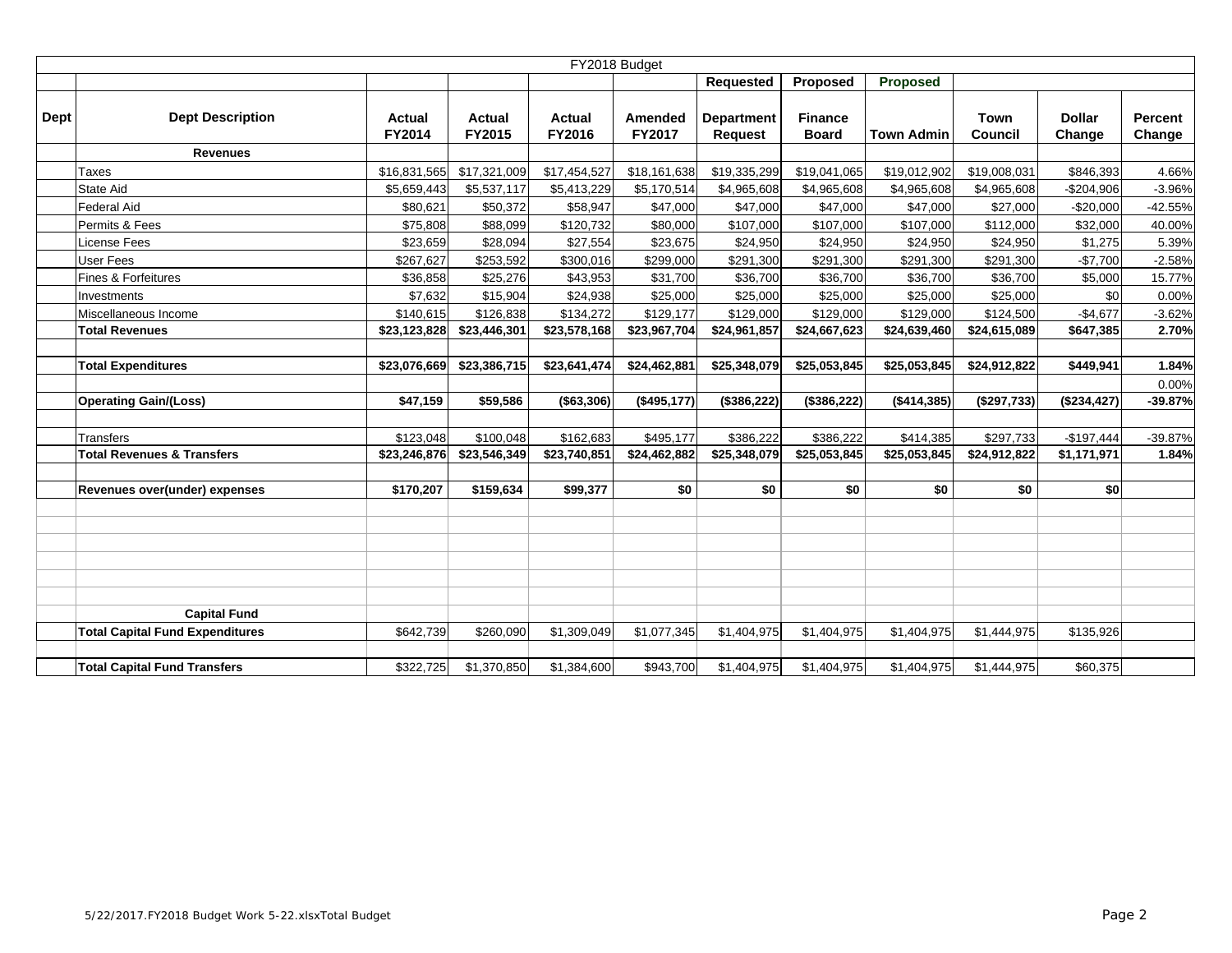| | | | | | | | | | | | |
|---|---|---|---|---|---|---|---|---|---|---|---|
| FY2018 Budget | | | | | | | | | | | |
| | | | | | | Requested | Proposed | Proposed | | | |
| **Dept** | **Dept Description** | **Actual FY2014** | **Actual FY2015** | **Actual FY2016** | **Amended FY2017** | **Department Request** | **Finance Board** | **Town Admin** | **Town Council** | **Dollar Change** | **Percent Change** |
| | **Revenues** | | | | | | | | | | |
| | Taxes | $16,831,565 | $17,321,009 | $17,454,527 | $18,161,638 | $19,335,299 | $19,041,065 | $19,012,902 | $19,008,031 | $846,393 | 4.66% |
| | State Aid | $5,659,443 | $5,537,117 | $5,413,229 | $5,170,514 | $4,965,608 | $4,965,608 | $4,965,608 | $4,965,608 | -$204,906 | -3.96% |
| | Federal Aid | $80,621 | $50,372 | $58,947 | $47,000 | $47,000 | $47,000 | $47,000 | $27,000 | -$20,000 | -42.55% |
| | Permits & Fees | $75,808 | $88,099 | $120,732 | $80,000 | $107,000 | $107,000 | $107,000 | $112,000 | $32,000 | 40.00% |
| | License Fees | $23,659 | $28,094 | $27,554 | $23,675 | $24,950 | $24,950 | $24,950 | $24,950 | $1,275 | 5.39% |
| | User Fees | $267,627 | $253,592 | $300,016 | $299,000 | $291,300 | $291,300 | $291,300 | $291,300 | -$7,700 | -2.58% |
| | Fines & Forfeitures | $36,858 | $25,276 | $43,953 | $31,700 | $36,700 | $36,700 | $36,700 | $36,700 | $5,000 | 15.77% |
| | Investments | $7,632 | $15,904 | $24,938 | $25,000 | $25,000 | $25,000 | $25,000 | $25,000 | $0 | 0.00% |
| | Miscellaneous Income | $140,615 | $126,838 | $134,272 | $129,177 | $129,000 | $129,000 | $129,000 | $124,500 | -$4,677 | -3.62% |
| | **Total Revenues** | **$23,123,828** | **$23,446,301** | **$23,578,168** | **$23,967,704** | **$24,961,857** | **$24,667,623** | **$24,639,460** | **$24,615,089** | **$647,385** | **2.70%** |
| | | | | | | | | | | | |
| | **Total Expenditures** | **$23,076,669** | **$23,386,715** | **$23,641,474** | **$24,462,881** | **$25,348,079** | **$25,053,845** | **$25,053,845** | **$24,912,822** | **$449,941** | **1.84%** |
| | | | | | | | | | | | 0.00% |
| | **Operating Gain/(Loss)** | **$47,159** | **$59,586** | **($63,306)** | **($495,177)** | **($386,222)** | **($386,222)** | **($414,385)** | **($297,733)** | **($234,427)** | **-39.87%** |
| | | | | | | | | | | | |
| | Transfers | $123,048 | $100,048 | $162,683 | $495,177 | $386,222 | $386,222 | $414,385 | $297,733 | -$197,444 | -39.87% |
| | **Total Revenues & Transfers** | **$23,246,876** | **$23,546,349** | **$23,740,851** | **$24,462,882** | **$25,348,079** | **$25,053,845** | **$25,053,845** | **$24,912,822** | **$1,171,971** | **1.84%** |
| | | | | | | | | | | | |
| | **Revenues over(under) expenses** | **$170,207** | **$159,634** | **$99,377** | **$0** | **$0** | **$0** | **$0** | **$0** | **$0** | |
| | | | | | | | | | | | |
| | **Capital Fund** | | | | | | | | | | |
| | **Total Capital Fund Expenditures** | $642,739 | $260,090 | $1,309,049 | $1,077,345 | $1,404,975 | $1,404,975 | $1,404,975 | $1,444,975 | $135,926 | |
| | | | | | | | | | | | |
| | **Total Capital Fund Transfers** | $322,725 | $1,370,850 | $1,384,600 | $943,700 | $1,404,975 | $1,404,975 | $1,404,975 | $1,444,975 | $60,375 | |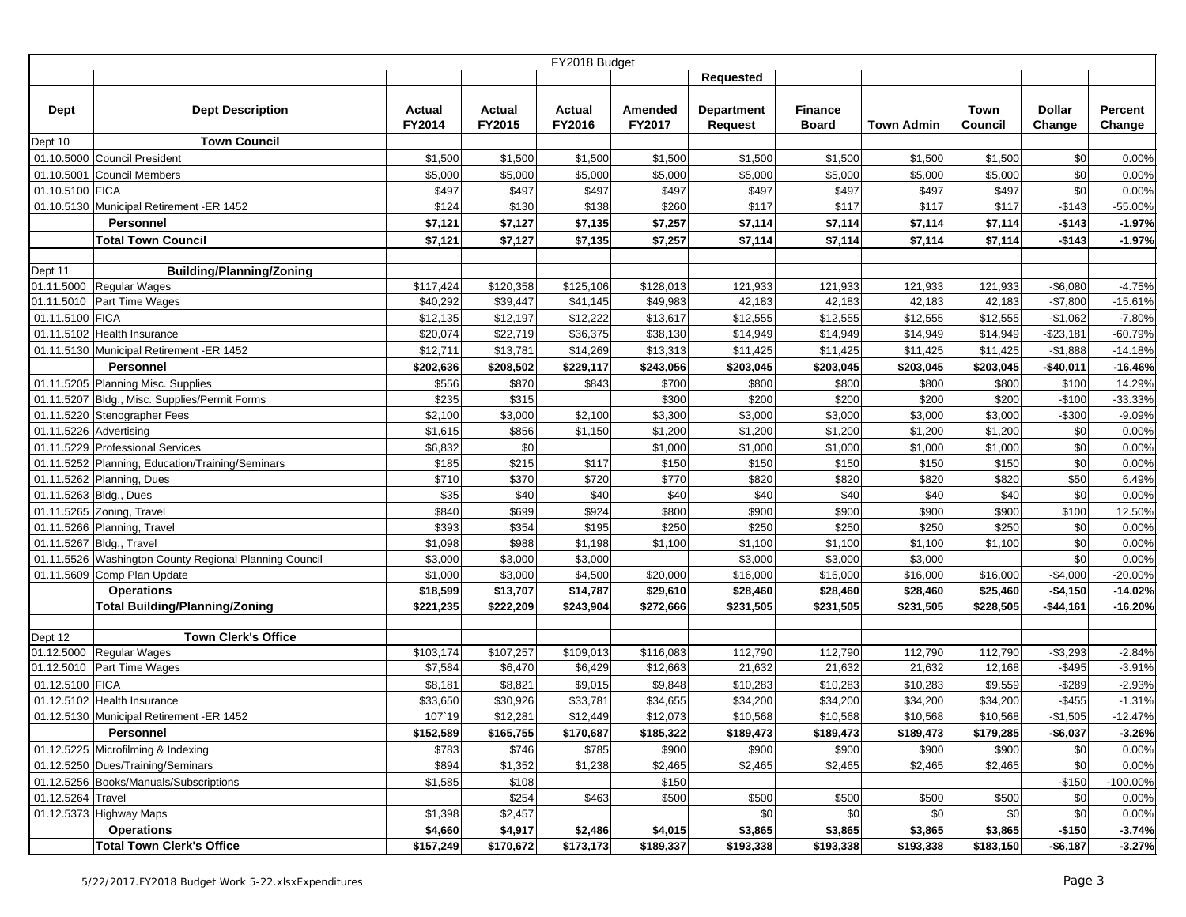| FY2018 Budget | | | | | | | | | | | |
|---|---|---|---|---|---|---|---|---|---|---|---|
| | | | | | | Requested | | | | | |
| Dept | Dept Description | Actual FY2014 | Actual FY2015 | Actual FY2016 | Amended FY2017 | Department Request | Finance Board | Town Admin | Town Council | Dollar Change | Percent Change |
| Dept 10 | **Town Council** | | | | | | | | | | |
| 01.10.5000 | Council President | $1,500 | $1,500 | $1,500 | $1,500 | $1,500 | $1,500 | $1,500 | $1,500 | $0 | 0.00% |
| 01.10.5001 | Council Members | $5,000 | $5,000 | $5,000 | $5,000 | $5,000 | $5,000 | $5,000 | $5,000 | $0 | 0.00% |
| 01.10.5100 | FICA | $497 | $497 | $497 | $497 | $497 | $497 | $497 | $497 | $0 | 0.00% |
| 01.10.5130 | Municipal Retirement -ER 1452 | $124 | $130 | $138 | $260 | $117 | $117 | $117 | $117 | -$143 | -55.00% |
| | **Personnel** | **$7,121** | **$7,127** | **$7,135** | **$7,257** | **$7,114** | **$7,114** | **$7,114** | **$7,114** | **-$143** | **-1.97%** |
| | **Total Town Council** | **$7,121** | **$7,127** | **$7,135** | **$7,257** | **$7,114** | **$7,114** | **$7,114** | **$7,114** | **-$143** | **-1.97%** |
| | | | | | | | | | | | |
| Dept 11 | **Building/Planning/Zoning** | | | | | | | | | | |
| 01.11.5000 | Regular Wages | $117,424 | $120,358 | $125,106 | $128,013 | 121,933 | 121,933 | 121,933 | 121,933 | -$6,080 | -4.75% |
| 01.11.5010 | Part Time Wages | $40,292 | $39,447 | $41,145 | $49,983 | 42,183 | 42,183 | 42,183 | 42,183 | -$7,800 | -15.61% |
| 01.11.5100 | FICA | $12,135 | $12,197 | $12,222 | $13,617 | $12,555 | $12,555 | $12,555 | $12,555 | -$1,062 | -7.80% |
| 01.11.5102 | Health Insurance | $20,074 | $22,719 | $36,375 | $38,130 | $14,949 | $14,949 | $14,949 | $14,949 | -$23,181 | -60.79% |
| 01.11.5130 | Municipal Retirement -ER 1452 | $12,711 | $13,781 | $14,269 | $13,313 | $11,425 | $11,425 | $11,425 | $11,425 | -$1,888 | -14.18% |
| | **Personnel** | **$202,636** | **$208,502** | **$229,117** | **$243,056** | **$203,045** | **$203,045** | **$203,045** | **$203,045** | **-$40,011** | **-16.46%** |
| 01.11.5205 | Planning Misc. Supplies | $556 | $870 | $843 | $700 | $800 | $800 | $800 | $800 | $100 | 14.29% |
| 01.11.5207 | Bldg., Misc. Supplies/Permit Forms | $235 | $315 | | $300 | $200 | $200 | $200 | $200 | -$100 | -33.33% |
| 01.11.5220 | Stenographer Fees | $2,100 | $3,000 | $2,100 | $3,300 | $3,000 | $3,000 | $3,000 | $3,000 | -$300 | -9.09% |
| 01.11.5226 | Advertising | $1,615 | $856 | $1,150 | $1,200 | $1,200 | $1,200 | $1,200 | $1,200 | $0 | 0.00% |
| 01.11.5229 | Professional Services | $6,832 | $0 | | $1,000 | $1,000 | $1,000 | $1,000 | $1,000 | $0 | 0.00% |
| 01.11.5252 | Planning, Education/Training/Seminars | $185 | $215 | $117 | $150 | $150 | $150 | $150 | $150 | $0 | 0.00% |
| 01.11.5262 | Planning, Dues | $710 | $370 | $720 | $770 | $820 | $820 | $820 | $820 | $50 | 6.49% |
| 01.11.5263 | Bldg., Dues | $35 | $40 | $40 | $40 | $40 | $40 | $40 | $40 | $0 | 0.00% |
| 01.11.5265 | Zoning, Travel | $840 | $699 | $924 | $800 | $900 | $900 | $900 | $900 | $100 | 12.50% |
| 01.11.5266 | Planning, Travel | $393 | $354 | $195 | $250 | $250 | $250 | $250 | $250 | $0 | 0.00% |
| 01.11.5267 | Bldg., Travel | $1,098 | $988 | $1,198 | $1,100 | $1,100 | $1,100 | $1,100 | $1,100 | $0 | 0.00% |
| 01.11.5526 | Washington County Regional Planning Council | $3,000 | $3,000 | $3,000 | | $3,000 | $3,000 | $3,000 | | $0 | 0.00% |
| 01.11.5609 | Comp Plan Update | $1,000 | $3,000 | $4,500 | $20,000 | $16,000 | $16,000 | $16,000 | $16,000 | -$4,000 | -20.00% |
| | **Operations** | **$18,599** | **$13,707** | **$14,787** | **$29,610** | **$28,460** | **$28,460** | **$28,460** | **$25,460** | **-$4,150** | **-14.02%** |
| | **Total Building/Planning/Zoning** | **$221,235** | **$222,209** | **$243,904** | **$272,666** | **$231,505** | **$231,505** | **$231,505** | **$228,505** | **-$44,161** | **-16.20%** |
| | | | | | | | | | | | |
| Dept 12 | **Town Clerk's Office** | | | | | | | | | | |
| 01.12.5000 | Regular Wages | $103,174 | $107,257 | $109,013 | $116,083 | 112,790 | 112,790 | 112,790 | 112,790 | -$3,293 | -2.84% |
| 01.12.5010 | Part Time Wages | $7,584 | $6,470 | $6,429 | $12,663 | 21,632 | 21,632 | 21,632 | 12,168 | -$495 | -3.91% |
| 01.12.5100 | FICA | $8,181 | $8,821 | $9,015 | $9,848 | $10,283 | $10,283 | $10,283 | $9,559 | -$289 | -2.93% |
| 01.12.5102 | Health Insurance | $33,650 | $30,926 | $33,781 | $34,655 | $34,200 | $34,200 | $34,200 | $34,200 | -$455 | -1.31% |
| 01.12.5130 | Municipal Retirement -ER 1452 | 107`19 | $12,281 | $12,449 | $12,073 | $10,568 | $10,568 | $10,568 | $10,568 | -$1,505 | -12.47% |
| | **Personnel** | **$152,589** | **$165,755** | **$170,687** | **$185,322** | **$189,473** | **$189,473** | **$189,473** | **$179,285** | **-$6,037** | **-3.26%** |
| 01.12.5225 | Microfilming & Indexing | $783 | $746 | $785 | $900 | $900 | $900 | $900 | $900 | $0 | 0.00% |
| 01.12.5250 | Dues/Training/Seminars | $894 | $1,352 | $1,238 | $2,465 | $2,465 | $2,465 | $2,465 | $2,465 | $0 | 0.00% |
| 01.12.5256 | Books/Manuals/Subscriptions | $1,585 | $108 | | $150 | | | | | -$150 | -100.00% |
| 01.12.5264 | Travel | | $254 | $463 | $500 | $500 | $500 | $500 | $500 | $0 | 0.00% |
| 01.12.5373 | Highway Maps | $1,398 | $2,457 | | | $0 | $0 | $0 | $0 | $0 | 0.00% |
| | **Operations** | **$4,660** | **$4,917** | **$2,486** | **$4,015** | **$3,865** | **$3,865** | **$3,865** | **$3,865** | **-$150** | **-3.74%** |
| | **Total Town Clerk's Office** | **$157,249** | **$170,672** | **$173,173** | **$189,337** | **$193,338** | **$193,338** | **$193,338** | **$183,150** | **-$6,187** | **-3.27%** |

5/22/2017.FY2018 Budget Work 5-22.xlsxExpenditures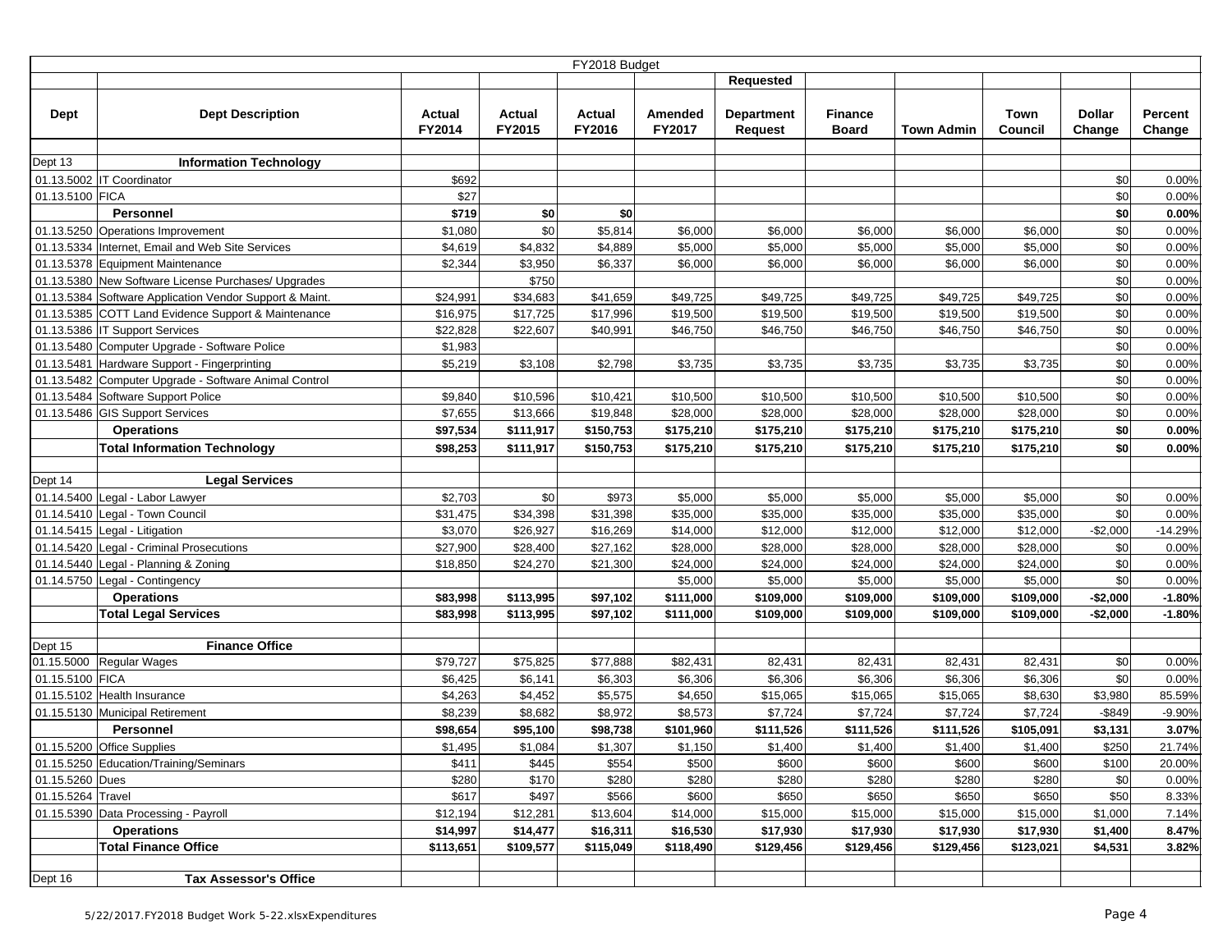| FY2018 Budget | | | | | | | | | | | |
|---|---|---|---|---|---|---|---|---|---|---|---|
| | | | | | | Requested | | | | | |
| Dept | Dept Description | Actual FY2014 | Actual FY2015 | Actual FY2016 | Amended FY2017 | Department Request | Finance Board | Town Admin | Town Council | Dollar Change | Percent Change |
| Dept 13 | **Information Technology** | | | | | | | | | | |
| 01.13.5002 | IT Coordinator | $692 | | | | | | | | $0 | 0.00% |
| 01.13.5100 | FICA | $27 | | | | | | | | $0 | 0.00% |
| | **Personnel** | **$719** | **$0** | **$0** | | | | | | **$0** | **0.00%** |
| 01.13.5250 | Operations Improvement | $1,080 | $0 | $5,814 | $6,000 | $6,000 | $6,000 | $6,000 | $6,000 | $0 | 0.00% |
| 01.13.5334 | Internet, Email and Web Site Services | $4,619 | $4,832 | $4,889 | $5,000 | $5,000 | $5,000 | $5,000 | $5,000 | $0 | 0.00% |
| 01.13.5378 | Equipment Maintenance | $2,344 | $3,950 | $6,337 | $6,000 | $6,000 | $6,000 | $6,000 | $6,000 | $0 | 0.00% |
| 01.13.5380 | New Software License Purchases/ Upgrades | | $750 | | | | | | | $0 | 0.00% |
| 01.13.5384 | Software Application Vendor Support & Maint. | $24,991 | $34,683 | $41,659 | $49,725 | $49,725 | $49,725 | $49,725 | $49,725 | $0 | 0.00% |
| 01.13.5385 | COTT Land Evidence Support & Maintenance | $16,975 | $17,725 | $17,996 | $19,500 | $19,500 | $19,500 | $19,500 | $19,500 | $0 | 0.00% |
| 01.13.5386 | IT Support Services | $22,828 | $22,607 | $40,991 | $46,750 | $46,750 | $46,750 | $46,750 | $46,750 | $0 | 0.00% |
| 01.13.5480 | Computer Upgrade - Software Police | $1,983 | | | | | | | | $0 | 0.00% |
| 01.13.5481 | Hardware Support - Fingerprinting | $5,219 | $3,108 | $2,798 | $3,735 | $3,735 | $3,735 | $3,735 | $3,735 | $0 | 0.00% |
| 01.13.5482 | Computer Upgrade - Software Animal Control | | | | | | | | | $0 | 0.00% |
| 01.13.5484 | Software Support Police | $9,840 | $10,596 | $10,421 | $10,500 | $10,500 | $10,500 | $10,500 | $10,500 | $0 | 0.00% |
| 01.13.5486 | GIS Support Services | $7,655 | $13,666 | $19,848 | $28,000 | $28,000 | $28,000 | $28,000 | $28,000 | $0 | 0.00% |
| | **Operations** | **$97,534** | **$111,917** | **$150,753** | **$175,210** | **$175,210** | **$175,210** | **$175,210** | **$175,210** | **$0** | **0.00%** |
| | **Total Information Technology** | **$98,253** | **$111,917** | **$150,753** | **$175,210** | **$175,210** | **$175,210** | **$175,210** | **$175,210** | **$0** | **0.00%** |
| Dept 14 | **Legal Services** | | | | | | | | | | |
| 01.14.5400 | Legal - Labor Lawyer | $2,703 | $0 | $973 | $5,000 | $5,000 | $5,000 | $5,000 | $5,000 | $0 | 0.00% |
| 01.14.5410 | Legal - Town Council | $31,475 | $34,398 | $31,398 | $35,000 | $35,000 | $35,000 | $35,000 | $35,000 | $0 | 0.00% |
| 01.14.5415 | Legal - Litigation | $3,070 | $26,927 | $16,269 | $14,000 | $12,000 | $12,000 | $12,000 | $12,000 | -$2,000 | -14.29% |
| 01.14.5420 | Legal - Criminal Prosecutions | $27,900 | $28,400 | $27,162 | $28,000 | $28,000 | $28,000 | $28,000 | $28,000 | $0 | 0.00% |
| 01.14.5440 | Legal - Planning & Zoning | $18,850 | $24,270 | $21,300 | $24,000 | $24,000 | $24,000 | $24,000 | $24,000 | $0 | 0.00% |
| 01.14.5750 | Legal - Contingency | | | | $5,000 | $5,000 | $5,000 | $5,000 | $5,000 | $0 | 0.00% |
| | **Operations** | **$83,998** | **$113,995** | **$97,102** | **$111,000** | **$109,000** | **$109,000** | **$109,000** | **$109,000** | **-$2,000** | **-1.80%** |
| | **Total Legal Services** | **$83,998** | **$113,995** | **$97,102** | **$111,000** | **$109,000** | **$109,000** | **$109,000** | **$109,000** | **-$2,000** | **-1.80%** |
| Dept 15 | **Finance Office** | | | | | | | | | | |
| 01.15.5000 | Regular Wages | $79,727 | $75,825 | $77,888 | $82,431 | 82,431 | 82,431 | 82,431 | 82,431 | $0 | 0.00% |
| 01.15.5100 | FICA | $6,425 | $6,141 | $6,303 | $6,306 | $6,306 | $6,306 | $6,306 | $6,306 | $0 | 0.00% |
| 01.15.5102 | Health Insurance | $4,263 | $4,452 | $5,575 | $4,650 | $15,065 | $15,065 | $15,065 | $8,630 | $3,980 | 85.59% |
| 01.15.5130 | Municipal Retirement | $8,239 | $8,682 | $8,972 | $8,573 | $7,724 | $7,724 | $7,724 | $7,724 | -$849 | -9.90% |
| | **Personnel** | **$98,654** | **$95,100** | **$98,738** | **$101,960** | **$111,526** | **$111,526** | **$111,526** | **$105,091** | **$3,131** | **3.07%** |
| 01.15.5200 | Office Supplies | $1,495 | $1,084 | $1,307 | $1,150 | $1,400 | $1,400 | $1,400 | $1,400 | $250 | 21.74% |
| 01.15.5250 | Education/Training/Seminars | $411 | $445 | $554 | $500 | $600 | $600 | $600 | $600 | $100 | 20.00% |
| 01.15.5260 | Dues | $280 | $170 | $280 | $280 | $280 | $280 | $280 | $280 | $0 | 0.00% |
| 01.15.5264 | Travel | $617 | $497 | $566 | $600 | $650 | $650 | $650 | $650 | $50 | 8.33% |
| 01.15.5390 | Data Processing - Payroll | $12,194 | $12,281 | $13,604 | $14,000 | $15,000 | $15,000 | $15,000 | $15,000 | $1,000 | 7.14% |
| | **Operations** | **$14,997** | **$14,477** | **$16,311** | **$16,530** | **$17,930** | **$17,930** | **$17,930** | **$17,930** | **$1,400** | **8.47%** |
| | **Total Finance Office** | **$113,651** | **$109,577** | **$115,049** | **$118,490** | **$129,456** | **$129,456** | **$129,456** | **$123,021** | **$4,531** | **3.82%** |
| Dept 16 | **Tax Assessor's Office** | | | | | | | | | | |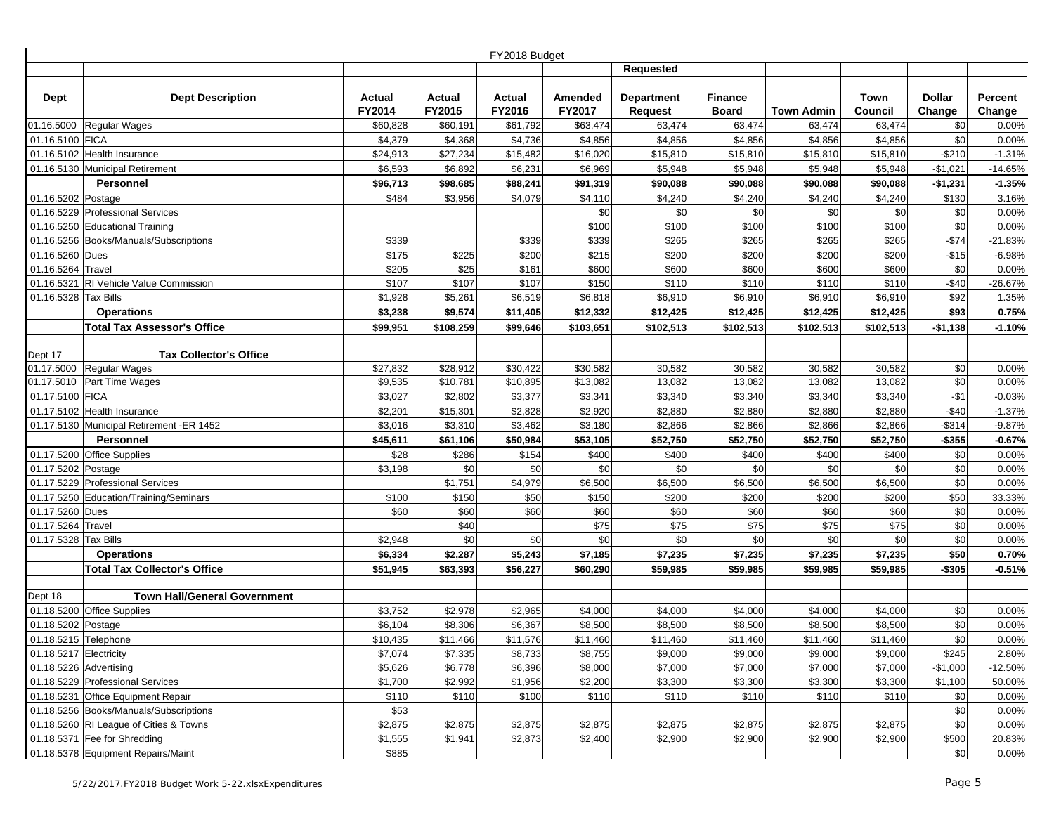| FY2018 Budget | | | | | | | | | | | |
|---|---|---|---|---|---|---|---|---|---|---|---|
| | | | | | | Requested | | | | | |
| Dept | Dept Description | Actual FY2014 | Actual FY2015 | Actual FY2016 | Amended FY2017 | Department Request | Finance Board | Town Admin | Town Council | Dollar Change | Percent Change |
| 01.16.5000 | Regular Wages | $60,828 | $60,191 | $61,792 | $63,474 | 63,474 | 63,474 | 63,474 | 63,474 | $0 | 0.00% |
| 01.16.5100 | FICA | $4,379 | $4,368 | $4,736 | $4,856 | $4,856 | $4,856 | $4,856 | $4,856 | $0 | 0.00% |
| 01.16.5102 | Health Insurance | $24,913 | $27,234 | $15,482 | $16,020 | $15,810 | $15,810 | $15,810 | $15,810 | -$210 | -1.31% |
| 01.16.5130 | Municipal Retirement | $6,593 | $6,892 | $6,231 | $6,969 | $5,948 | $5,948 | $5,948 | $5,948 | -$1,021 | -14.65% |
| | **Personnel** | **$96,713** | **$98,685** | **$88,241** | **$91,319** | **$90,088** | **$90,088** | **$90,088** | **$90,088** | **-$1,231** | **-1.35%** |
| 01.16.5202 | Postage | $484 | $3,956 | $4,079 | $4,110 | $4,240 | $4,240 | $4,240 | $4,240 | $130 | 3.16% |
| 01.16.5229 | Professional Services | | | | $0 | $0 | $0 | $0 | $0 | $0 | 0.00% |
| 01.16.5250 | Educational Training | | | | $100 | $100 | $100 | $100 | $100 | $0 | 0.00% |
| 01.16.5256 | Books/Manuals/Subscriptions | $339 | | $339 | $339 | $265 | $265 | $265 | $265 | -$74 | -21.83% |
| 01.16.5260 | Dues | $175 | $225 | $200 | $215 | $200 | $200 | $200 | $200 | -$15 | -6.98% |
| 01.16.5264 | Travel | $205 | $25 | $161 | $600 | $600 | $600 | $600 | $600 | $0 | 0.00% |
| 01.16.5321 | RI Vehicle Value Commission | $107 | $107 | $107 | $150 | $110 | $110 | $110 | $110 | -$40 | -26.67% |
| 01.16.5328 | Tax Bills | $1,928 | $5,261 | $6,519 | $6,818 | $6,910 | $6,910 | $6,910 | $6,910 | $92 | 1.35% |
| | **Operations** | **$3,238** | **$9,574** | **$11,405** | **$12,332** | **$12,425** | **$12,425** | **$12,425** | **$12,425** | **$93** | **0.75%** |
| | **Total Tax Assessor's Office** | **$99,951** | **$108,259** | **$99,646** | **$103,651** | **$102,513** | **$102,513** | **$102,513** | **$102,513** | **-$1,138** | **-1.10%** |
| | | | | | | | | | | | |
| Dept 17 | **Tax Collector's Office** | | | | | | | | | | |
| 01.17.5000 | Regular Wages | $27,832 | $28,912 | $30,422 | $30,582 | 30,582 | 30,582 | 30,582 | 30,582 | $0 | 0.00% |
| 01.17.5010 | Part Time Wages | $9,535 | $10,781 | $10,895 | $13,082 | 13,082 | 13,082 | 13,082 | 13,082 | $0 | 0.00% |
| 01.17.5100 | FICA | $3,027 | $2,802 | $3,377 | $3,341 | $3,340 | $3,340 | $3,340 | $3,340 | -$1 | -0.03% |
| 01.17.5102 | Health Insurance | $2,201 | $15,301 | $2,828 | $2,920 | $2,880 | $2,880 | $2,880 | $2,880 | -$40 | -1.37% |
| 01.17.5130 | Municipal Retirement -ER 1452 | $3,016 | $3,310 | $3,462 | $3,180 | $2,866 | $2,866 | $2,866 | $2,866 | -$314 | -9.87% |
| | **Personnel** | **$45,611** | **$61,106** | **$50,984** | **$53,105** | **$52,750** | **$52,750** | **$52,750** | **$52,750** | **-$355** | **-0.67%** |
| 01.17.5200 | Office Supplies | $28 | $286 | $154 | $400 | $400 | $400 | $400 | $400 | $0 | 0.00% |
| 01.17.5202 | Postage | $3,198 | $0 | $0 | $0 | $0 | $0 | $0 | $0 | $0 | 0.00% |
| 01.17.5229 | Professional Services | | $1,751 | $4,979 | $6,500 | $6,500 | $6,500 | $6,500 | $6,500 | $0 | 0.00% |
| 01.17.5250 | Education/Training/Seminars | $100 | $150 | $50 | $150 | $200 | $200 | $200 | $200 | $50 | 33.33% |
| 01.17.5260 | Dues | $60 | $60 | $60 | $60 | $60 | $60 | $60 | $60 | $0 | 0.00% |
| 01.17.5264 | Travel | | $40 | | $75 | $75 | $75 | $75 | $75 | $0 | 0.00% |
| 01.17.5328 | Tax Bills | $2,948 | $0 | $0 | $0 | $0 | $0 | $0 | $0 | $0 | 0.00% |
| | **Operations** | **$6,334** | **$2,287** | **$5,243** | **$7,185** | **$7,235** | **$7,235** | **$7,235** | **$7,235** | **$50** | **0.70%** |
| | **Total Tax Collector's Office** | **$51,945** | **$63,393** | **$56,227** | **$60,290** | **$59,985** | **$59,985** | **$59,985** | **$59,985** | **-$305** | **-0.51%** |
| | | | | | | | | | | | |
| Dept 18 | **Town Hall/General Government** | | | | | | | | | | |
| 01.18.5200 | Office Supplies | $3,752 | $2,978 | $2,965 | $4,000 | $4,000 | $4,000 | $4,000 | $4,000 | $0 | 0.00% |
| 01.18.5202 | Postage | $6,104 | $8,306 | $6,367 | $8,500 | $8,500 | $8,500 | $8,500 | $8,500 | $0 | 0.00% |
| 01.18.5215 | Telephone | $10,435 | $11,466 | $11,576 | $11,460 | $11,460 | $11,460 | $11,460 | $11,460 | $0 | 0.00% |
| 01.18.5217 | Electricity | $7,074 | $7,335 | $8,733 | $8,755 | $9,000 | $9,000 | $9,000 | $9,000 | $245 | 2.80% |
| 01.18.5226 | Advertising | $5,626 | $6,778 | $6,396 | $8,000 | $7,000 | $7,000 | $7,000 | $7,000 | -$1,000 | -12.50% |
| 01.18.5229 | Professional Services | $1,700 | $2,992 | $1,956 | $2,200 | $3,300 | $3,300 | $3,300 | $3,300 | $1,100 | 50.00% |
| 01.18.5231 | Office Equipment Repair | $110 | $110 | $100 | $110 | $110 | $110 | $110 | $110 | $0 | 0.00% |
| 01.18.5256 | Books/Manuals/Subscriptions | $53 | | | | | | | | $0 | 0.00% |
| 01.18.5260 | RI League of Cities & Towns | $2,875 | $2,875 | $2,875 | $2,875 | $2,875 | $2,875 | $2,875 | $2,875 | $0 | 0.00% |
| 01.18.5371 | Fee for Shredding | $1,555 | $1,941 | $2,873 | $2,400 | $2,900 | $2,900 | $2,900 | $2,900 | $500 | 20.83% |
| 01.18.5378 | Equipment Repairs/Maint | $885 | | | | | | | | $0 | 0.00% |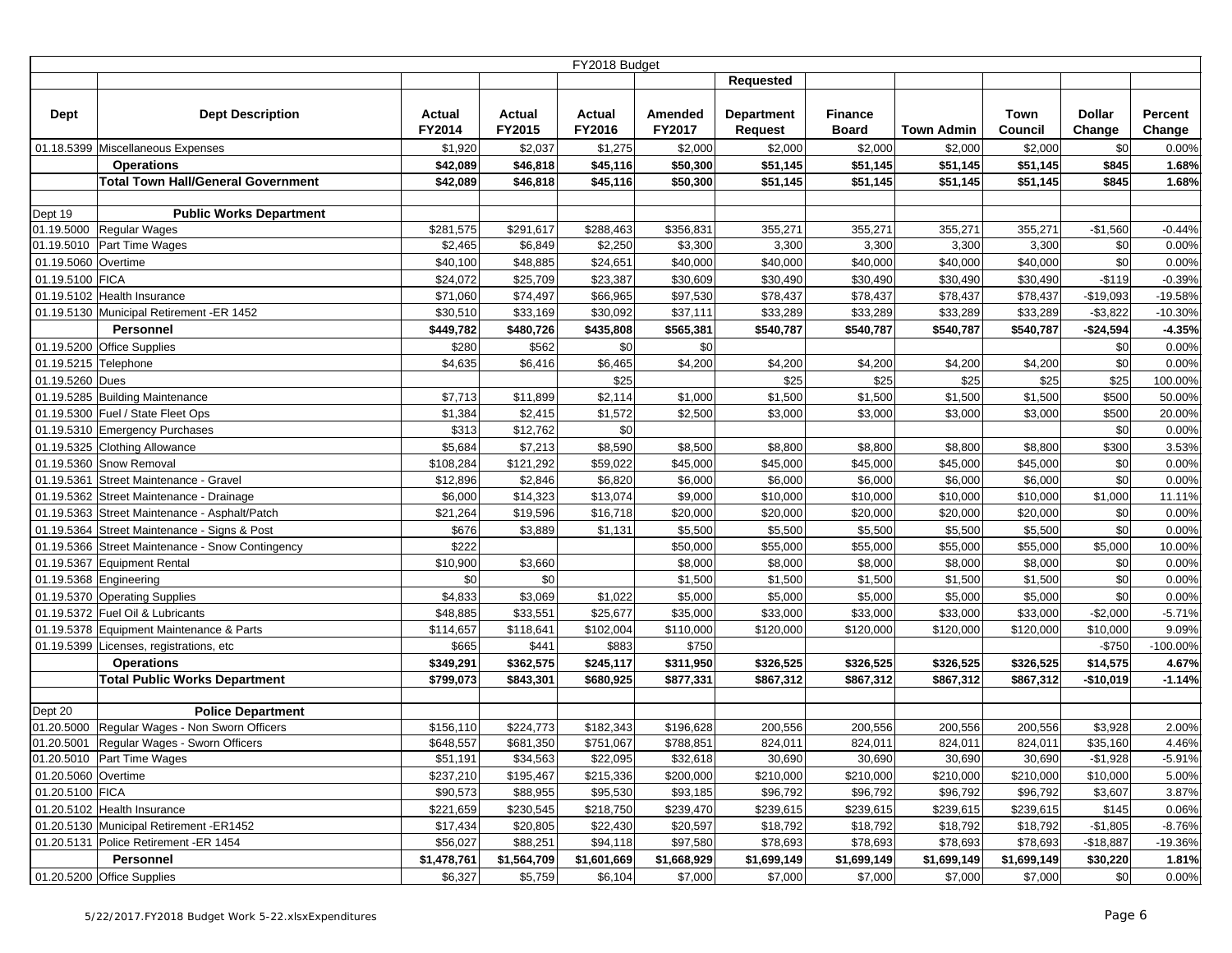| FY2018 Budget | | | | | | | | | | | |
|---|---|---|---|---|---|---|---|---|---|---|---|
| | | | | | | Requested | | | | | |
| Dept | Dept Description | Actual FY2014 | Actual FY2015 | Actual FY2016 | Amended FY2017 | Department Request | Finance Board | Town Admin | Town Council | Dollar Change | Percent Change |
| 01.18.5399 | Miscellaneous Expenses | $1,920 | $2,037 | $1,275 | $2,000 | $2,000 | $2,000 | $2,000 | $2,000 | $0 | 0.00% |
| | **Operations** | **$42,089** | **$46,818** | **$45,116** | **$50,300** | **$51,145** | **$51,145** | **$51,145** | **$51,145** | **$845** | **1.68%** |
| | **Total Town Hall/General Government** | **$42,089** | **$46,818** | **$45,116** | **$50,300** | **$51,145** | **$51,145** | **$51,145** | **$51,145** | **$845** | **1.68%** |
| | | | | | | | | | | | |
| Dept 19 | **Public Works Department** | | | | | | | | | | |
| 01.19.5000 | Regular Wages | $281,575 | $291,617 | $288,463 | $356,831 | 355,271 | 355,271 | 355,271 | 355,271 | -$1,560 | -0.44% |
| 01.19.5010 | Part Time Wages | $2,465 | $6,849 | $2,250 | $3,300 | 3,300 | 3,300 | 3,300 | 3,300 | $0 | 0.00% |
| 01.19.5060 | Overtime | $40,100 | $48,885 | $24,651 | $40,000 | $40,000 | $40,000 | $40,000 | $40,000 | $0 | 0.00% |
| 01.19.5100 | FICA | $24,072 | $25,709 | $23,387 | $30,609 | $30,490 | $30,490 | $30,490 | $30,490 | -$119 | -0.39% |
| 01.19.5102 | Health Insurance | $71,060 | $74,497 | $66,965 | $97,530 | $78,437 | $78,437 | $78,437 | $78,437 | -$19,093 | -19.58% |
| 01.19.5130 | Municipal Retirement -ER 1452 | $30,510 | $33,169 | $30,092 | $37,111 | $33,289 | $33,289 | $33,289 | $33,289 | -$3,822 | -10.30% |
| | **Personnel** | **$449,782** | **$480,726** | **$435,808** | **$565,381** | **$540,787** | **$540,787** | **$540,787** | **$540,787** | **-$24,594** | **-4.35%** |
| 01.19.5200 | Office Supplies | $280 | $562 | $0 | $0 | | | | | $0 | 0.00% |
| 01.19.5215 | Telephone | $4,635 | $6,416 | $6,465 | $4,200 | $4,200 | $4,200 | $4,200 | $4,200 | $0 | 0.00% |
| 01.19.5260 | Dues | | | $25 | | $25 | $25 | $25 | $25 | $25 | 100.00% |
| 01.19.5285 | Building Maintenance | $7,713 | $11,899 | $2,114 | $1,000 | $1,500 | $1,500 | $1,500 | $1,500 | $500 | 50.00% |
| 01.19.5300 | Fuel / State Fleet Ops | $1,384 | $2,415 | $1,572 | $2,500 | $3,000 | $3,000 | $3,000 | $3,000 | $500 | 20.00% |
| 01.19.5310 | Emergency Purchases | $313 | $12,762 | $0 | | | | | | $0 | 0.00% |
| 01.19.5325 | Clothing Allowance | $5,684 | $7,213 | $8,590 | $8,500 | $8,800 | $8,800 | $8,800 | $8,800 | $300 | 3.53% |
| 01.19.5360 | Snow Removal | $108,284 | $121,292 | $59,022 | $45,000 | $45,000 | $45,000 | $45,000 | $45,000 | $0 | 0.00% |
| 01.19.5361 | Street Maintenance - Gravel | $12,896 | $2,846 | $6,820 | $6,000 | $6,000 | $6,000 | $6,000 | $6,000 | $0 | 0.00% |
| 01.19.5362 | Street Maintenance - Drainage | $6,000 | $14,323 | $13,074 | $9,000 | $10,000 | $10,000 | $10,000 | $10,000 | $1,000 | 11.11% |
| 01.19.5363 | Street Maintenance - Asphalt/Patch | $21,264 | $19,596 | $16,718 | $20,000 | $20,000 | $20,000 | $20,000 | $20,000 | $0 | 0.00% |
| 01.19.5364 | Street Maintenance - Signs & Post | $676 | $3,889 | $1,131 | $5,500 | $5,500 | $5,500 | $5,500 | $5,500 | $0 | 0.00% |
| 01.19.5366 | Street Maintenance - Snow Contingency | $222 | | | $50,000 | $55,000 | $55,000 | $55,000 | $55,000 | $5,000 | 10.00% |
| 01.19.5367 | Equipment Rental | $10,900 | $3,660 | | $8,000 | $8,000 | $8,000 | $8,000 | $8,000 | $0 | 0.00% |
| 01.19.5368 | Engineering | $0 | $0 | | $1,500 | $1,500 | $1,500 | $1,500 | $1,500 | $0 | 0.00% |
| 01.19.5370 | Operating Supplies | $4,833 | $3,069 | $1,022 | $5,000 | $5,000 | $5,000 | $5,000 | $5,000 | $0 | 0.00% |
| 01.19.5372 | Fuel Oil & Lubricants | $48,885 | $33,551 | $25,677 | $35,000 | $33,000 | $33,000 | $33,000 | $33,000 | -$2,000 | -5.71% |
| 01.19.5378 | Equipment Maintenance & Parts | $114,657 | $118,641 | $102,004 | $110,000 | $120,000 | $120,000 | $120,000 | $120,000 | $10,000 | 9.09% |
| 01.19.5399 | Licenses, registrations, etc | $665 | $441 | $883 | $750 | | | | | -$750 | -100.00% |
| | **Operations** | **$349,291** | **$362,575** | **$245,117** | **$311,950** | **$326,525** | **$326,525** | **$326,525** | **$326,525** | **$14,575** | **4.67%** |
| | **Total Public Works Department** | **$799,073** | **$843,301** | **$680,925** | **$877,331** | **$867,312** | **$867,312** | **$867,312** | **$867,312** | **-$10,019** | **-1.14%** |
| | | | | | | | | | | | |
| Dept 20 | **Police Department** | | | | | | | | | | |
| 01.20.5000 | Regular Wages - Non Sworn Officers | $156,110 | $224,773 | $182,343 | $196,628 | 200,556 | 200,556 | 200,556 | 200,556 | $3,928 | 2.00% |
| 01.20.5001 | Regular Wages - Sworn Officers | $648,557 | $681,350 | $751,067 | $788,851 | 824,011 | 824,011 | 824,011 | 824,011 | $35,160 | 4.46% |
| 01.20.5010 | Part Time Wages | $51,191 | $34,563 | $22,095 | $32,618 | 30,690 | 30,690 | 30,690 | 30,690 | -$1,928 | -5.91% |
| 01.20.5060 | Overtime | $237,210 | $195,467 | $215,336 | $200,000 | $210,000 | $210,000 | $210,000 | $210,000 | $10,000 | 5.00% |
| 01.20.5100 | FICA | $90,573 | $88,955 | $95,530 | $93,185 | $96,792 | $96,792 | $96,792 | $96,792 | $3,607 | 3.87% |
| 01.20.5102 | Health Insurance | $221,659 | $230,545 | $218,750 | $239,470 | $239,615 | $239,615 | $239,615 | $239,615 | $145 | 0.06% |
| 01.20.5130 | Municipal Retirement -ER1452 | $17,434 | $20,805 | $22,430 | $20,597 | $18,792 | $18,792 | $18,792 | $18,792 | -$1,805 | -8.76% |
| 01.20.5131 | Police Retirement -ER 1454 | $56,027 | $88,251 | $94,118 | $97,580 | $78,693 | $78,693 | $78,693 | $78,693 | -$18,887 | -19.36% |
| | **Personnel** | **$1,478,761** | **$1,564,709** | **$1,601,669** | **$1,668,929** | **$1,699,149** | **$1,699,149** | **$1,699,149** | **$1,699,149** | **$30,220** | **1.81%** |
| 01.20.5200 | Office Supplies | $6,327 | $5,759 | $6,104 | $7,000 | $7,000 | $7,000 | $7,000 | $7,000 | $0 | 0.00% |

5/22/2017.FY2018 Budget Work 5-22.xlsxExpenditures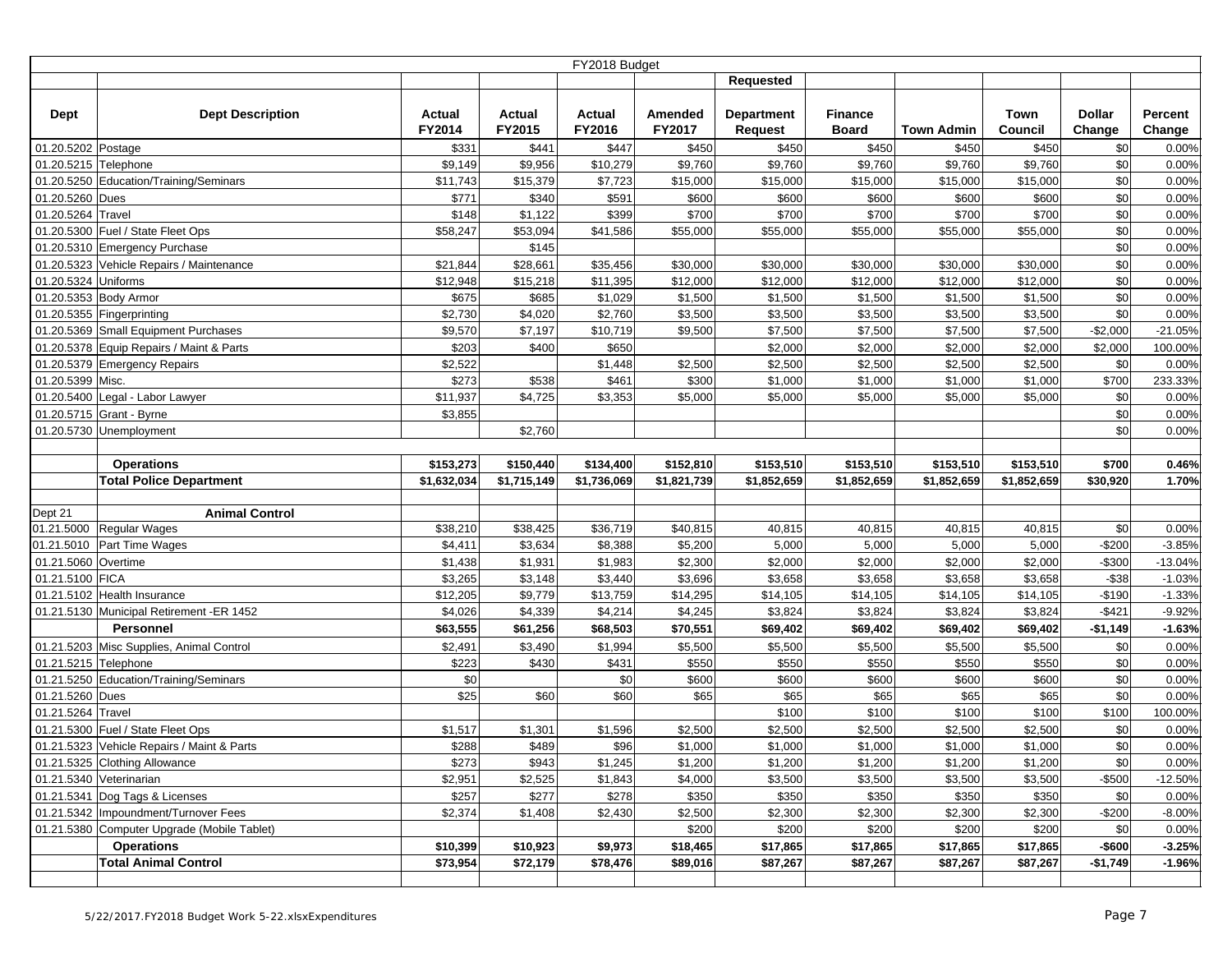| FY2018 Budget | | | | | | | | | | | |
|---|---|---|---|---|---|---|---|---|---|---|---|
| | | | | | | Requested | | | | | |
| Dept | Dept Description | Actual FY2014 | Actual FY2015 | Actual FY2016 | Amended FY2017 | Department Request | Finance Board | Town Admin | Town Council | Dollar Change | Percent Change |
| 01.20.5202 | Postage | $331 | $441 | $447 | $450 | $450 | $450 | $450 | $450 | $0 | 0.00% |
| 01.20.5215 | Telephone | $9,149 | $9,956 | $10,279 | $9,760 | $9,760 | $9,760 | $9,760 | $9,760 | $0 | 0.00% |
| 01.20.5250 | Education/Training/Seminars | $11,743 | $15,379 | $7,723 | $15,000 | $15,000 | $15,000 | $15,000 | $15,000 | $0 | 0.00% |
| 01.20.5260 | Dues | $771 | $340 | $591 | $600 | $600 | $600 | $600 | $600 | $0 | 0.00% |
| 01.20.5264 | Travel | $148 | $1,122 | $399 | $700 | $700 | $700 | $700 | $700 | $0 | 0.00% |
| 01.20.5300 | Fuel / State Fleet Ops | $58,247 | $53,094 | $41,586 | $55,000 | $55,000 | $55,000 | $55,000 | $55,000 | $0 | 0.00% |
| 01.20.5310 | Emergency Purchase | | $145 | | | | | | | $0 | 0.00% |
| 01.20.5323 | Vehicle Repairs / Maintenance | $21,844 | $28,661 | $35,456 | $30,000 | $30,000 | $30,000 | $30,000 | $30,000 | $0 | 0.00% |
| 01.20.5324 | Uniforms | $12,948 | $15,218 | $11,395 | $12,000 | $12,000 | $12,000 | $12,000 | $12,000 | $0 | 0.00% |
| 01.20.5353 | Body Armor | $675 | $685 | $1,029 | $1,500 | $1,500 | $1,500 | $1,500 | $1,500 | $0 | 0.00% |
| 01.20.5355 | Fingerprinting | $2,730 | $4,020 | $2,760 | $3,500 | $3,500 | $3,500 | $3,500 | $3,500 | $0 | 0.00% |
| 01.20.5369 | Small Equipment Purchases | $9,570 | $7,197 | $10,719 | $9,500 | $7,500 | $7,500 | $7,500 | $7,500 | -$2,000 | -21.05% |
| 01.20.5378 | Equip Repairs / Maint & Parts | $203 | $400 | $650 | | $2,000 | $2,000 | $2,000 | $2,000 | $2,000 | 100.00% |
| 01.20.5379 | Emergency Repairs | $2,522 | | $1,448 | $2,500 | $2,500 | $2,500 | $2,500 | $2,500 | $0 | 0.00% |
| 01.20.5399 | Misc. | $273 | $538 | $461 | $300 | $1,000 | $1,000 | $1,000 | $1,000 | $700 | 233.33% |
| 01.20.5400 | Legal - Labor Lawyer | $11,937 | $4,725 | $3,353 | $5,000 | $5,000 | $5,000 | $5,000 | $5,000 | $0 | 0.00% |
| 01.20.5715 | Grant - Byrne | $3,855 | | | | | | | | $0 | 0.00% |
| 01.20.5730 | Unemployment | | $2,760 | | | | | | | $0 | 0.00% |
| | | | | | | | | | | | |
| | **Operations** | **$153,273** | **$150,440** | **$134,400** | **$152,810** | **$153,510** | **$153,510** | **$153,510** | **$153,510** | **$700** | **0.46%** |
| | **Total Police Department** | **$1,632,034** | **$1,715,149** | **$1,736,069** | **$1,821,739** | **$1,852,659** | **$1,852,659** | **$1,852,659** | **$1,852,659** | **$30,920** | **1.70%** |
| | | | | | | | | | | | |
| Dept 21 | **Animal Control** | | | | | | | | | | |
| 01.21.5000 | Regular Wages | $38,210 | $38,425 | $36,719 | $40,815 | 40,815 | 40,815 | 40,815 | 40,815 | $0 | 0.00% |
| 01.21.5010 | Part Time Wages | $4,411 | $3,634 | $8,388 | $5,200 | 5,000 | 5,000 | 5,000 | 5,000 | -$200 | -3.85% |
| 01.21.5060 | Overtime | $1,438 | $1,931 | $1,983 | $2,300 | $2,000 | $2,000 | $2,000 | $2,000 | -$300 | -13.04% |
| 01.21.5100 | FICA | $3,265 | $3,148 | $3,440 | $3,696 | $3,658 | $3,658 | $3,658 | $3,658 | -$38 | -1.03% |
| 01.21.5102 | Health Insurance | $12,205 | $9,779 | $13,759 | $14,295 | $14,105 | $14,105 | $14,105 | $14,105 | -$190 | -1.33% |
| 01.21.5130 | Municipal Retirement -ER 1452 | $4,026 | $4,339 | $4,214 | $4,245 | $3,824 | $3,824 | $3,824 | $3,824 | -$421 | -9.92% |
| | **Personnel** | **$63,555** | **$61,256** | **$68,503** | **$70,551** | **$69,402** | **$69,402** | **$69,402** | **$69,402** | **-$1,149** | **-1.63%** |
| 01.21.5203 | Misc Supplies, Animal Control | $2,491 | $3,490 | $1,994 | $5,500 | $5,500 | $5,500 | $5,500 | $5,500 | $0 | 0.00% |
| 01.21.5215 | Telephone | $223 | $430 | $431 | $550 | $550 | $550 | $550 | $550 | $0 | 0.00% |
| 01.21.5250 | Education/Training/Seminars | $0 | | $0 | $600 | $600 | $600 | $600 | $600 | $0 | 0.00% |
| 01.21.5260 | Dues | $25 | $60 | $60 | $65 | $65 | $65 | $65 | $65 | $0 | 0.00% |
| 01.21.5264 | Travel | | | | | $100 | $100 | $100 | $100 | $100 | 100.00% |
| 01.21.5300 | Fuel / State Fleet Ops | $1,517 | $1,301 | $1,596 | $2,500 | $2,500 | $2,500 | $2,500 | $2,500 | $0 | 0.00% |
| 01.21.5323 | Vehicle Repairs / Maint & Parts | $288 | $489 | $96 | $1,000 | $1,000 | $1,000 | $1,000 | $1,000 | $0 | 0.00% |
| 01.21.5325 | Clothing Allowance | $273 | $943 | $1,245 | $1,200 | $1,200 | $1,200 | $1,200 | $1,200 | $0 | 0.00% |
| 01.21.5340 | Veterinarian | $2,951 | $2,525 | $1,843 | $4,000 | $3,500 | $3,500 | $3,500 | $3,500 | -$500 | -12.50% |
| 01.21.5341 | Dog Tags & Licenses | $257 | $277 | $278 | $350 | $350 | $350 | $350 | $350 | $0 | 0.00% |
| 01.21.5342 | Impoundment/Turnover Fees | $2,374 | $1,408 | $2,430 | $2,500 | $2,300 | $2,300 | $2,300 | $2,300 | -$200 | -8.00% |
| 01.21.5380 | Computer Upgrade (Mobile Tablet) | | | | $200 | $200 | $200 | $200 | $200 | $0 | 0.00% |
| | **Operations** | **$10,399** | **$10,923** | **$9,973** | **$18,465** | **$17,865** | **$17,865** | **$17,865** | **$17,865** | **-$600** | **-3.25%** |
| | **Total Animal Control** | **$73,954** | **$72,179** | **$78,476** | **$89,016** | **$87,267** | **$87,267** | **$87,267** | **$87,267** | **-$1,749** | **-1.96%** |

5/22/2017.FY2018 Budget Work 5-22.xlsxExpenditures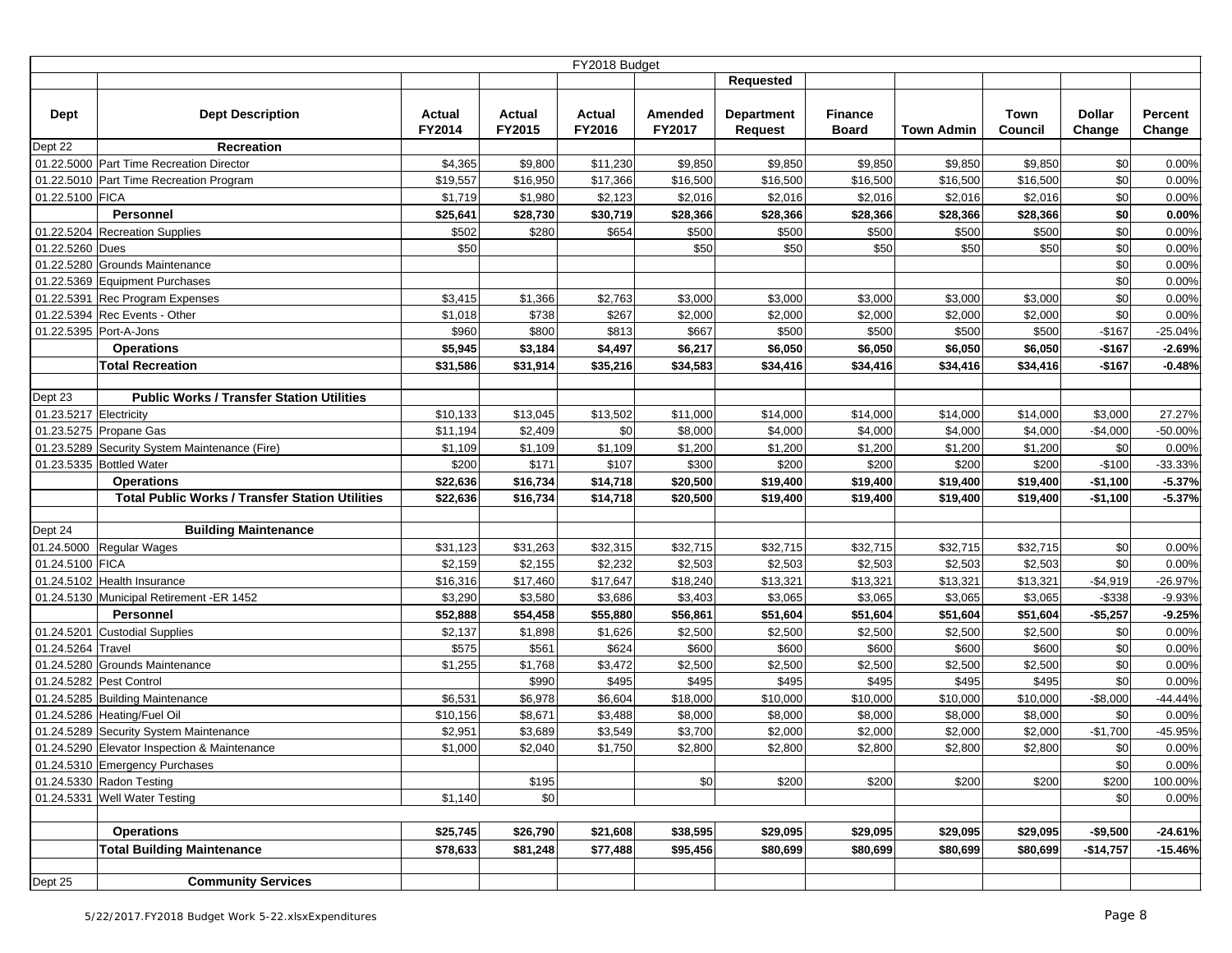| FY2018 Budget | | | | | | | | | | | |
|---|---|---|---|---|---|---|---|---|---|---|---|
| | | | | | | Requested | | | | | |
| Dept | Dept Description | Actual FY2014 | Actual FY2015 | Actual FY2016 | Amended FY2017 | Department Request | Finance Board | Town Admin | Town Council | Dollar Change | Percent Change |
| Dept 22 | **Recreation** | | | | | | | | | | |
| 01.22.5000 | Part Time Recreation Director | $4,365 | $9,800 | $11,230 | $9,850 | $9,850 | $9,850 | $9,850 | $9,850 | $0 | 0.00% |
| 01.22.5010 | Part Time Recreation Program | $19,557 | $16,950 | $17,366 | $16,500 | $16,500 | $16,500 | $16,500 | $16,500 | $0 | 0.00% |
| 01.22.5100 | FICA | $1,719 | $1,980 | $2,123 | $2,016 | $2,016 | $2,016 | $2,016 | $2,016 | $0 | 0.00% |
| | **Personnel** | **$25,641** | **$28,730** | **$30,719** | **$28,366** | **$28,366** | **$28,366** | **$28,366** | **$28,366** | **$0** | **0.00%** |
| 01.22.5204 | Recreation Supplies | $502 | $280 | $654 | $500 | $500 | $500 | $500 | $500 | $0 | 0.00% |
| 01.22.5260 | Dues | $50 | | | $50 | $50 | $50 | $50 | $50 | $0 | 0.00% |
| 01.22.5280 | Grounds Maintenance | | | | | | | | | $0 | 0.00% |
| 01.22.5369 | Equipment Purchases | | | | | | | | | $0 | 0.00% |
| 01.22.5391 | Rec Program Expenses | $3,415 | $1,366 | $2,763 | $3,000 | $3,000 | $3,000 | $3,000 | $3,000 | $0 | 0.00% |
| 01.22.5394 | Rec Events - Other | $1,018 | $738 | $267 | $2,000 | $2,000 | $2,000 | $2,000 | $2,000 | $0 | 0.00% |
| 01.22.5395 | Port-A-Jons | $960 | $800 | $813 | $667 | $500 | $500 | $500 | $500 | -$167 | -25.04% |
| | **Operations** | **$5,945** | **$3,184** | **$4,497** | **$6,217** | **$6,050** | **$6,050** | **$6,050** | **$6,050** | **-$167** | **-2.69%** |
| | **Total Recreation** | **$31,586** | **$31,914** | **$35,216** | **$34,583** | **$34,416** | **$34,416** | **$34,416** | **$34,416** | **-$167** | **-0.48%** |
| | | | | | | | | | | | |
| Dept 23 | **Public Works / Transfer Station Utilities** | | | | | | | | | | |
| 01.23.5217 | Electricity | $10,133 | $13,045 | $13,502 | $11,000 | $14,000 | $14,000 | $14,000 | $14,000 | $3,000 | 27.27% |
| 01.23.5275 | Propane Gas | $11,194 | $2,409 | $0 | $8,000 | $4,000 | $4,000 | $4,000 | $4,000 | -$4,000 | -50.00% |
| 01.23.5289 | Security System Maintenance (Fire) | $1,109 | $1,109 | $1,109 | $1,200 | $1,200 | $1,200 | $1,200 | $1,200 | $0 | 0.00% |
| 01.23.5335 | Bottled Water | $200 | $171 | $107 | $300 | $200 | $200 | $200 | $200 | -$100 | -33.33% |
| | **Operations** | **$22,636** | **$16,734** | **$14,718** | **$20,500** | **$19,400** | **$19,400** | **$19,400** | **$19,400** | **-$1,100** | **-5.37%** |
| | **Total Public Works / Transfer Station Utilities** | **$22,636** | **$16,734** | **$14,718** | **$20,500** | **$19,400** | **$19,400** | **$19,400** | **$19,400** | **-$1,100** | **-5.37%** |
| | | | | | | | | | | | |
| Dept 24 | **Building Maintenance** | | | | | | | | | | |
| 01.24.5000 | Regular Wages | $31,123 | $31,263 | $32,315 | $32,715 | $32,715 | $32,715 | $32,715 | $32,715 | $0 | 0.00% |
| 01.24.5100 | FICA | $2,159 | $2,155 | $2,232 | $2,503 | $2,503 | $2,503 | $2,503 | $2,503 | $0 | 0.00% |
| 01.24.5102 | Health Insurance | $16,316 | $17,460 | $17,647 | $18,240 | $13,321 | $13,321 | $13,321 | $13,321 | -$4,919 | -26.97% |
| 01.24.5130 | Municipal Retirement -ER 1452 | $3,290 | $3,580 | $3,686 | $3,403 | $3,065 | $3,065 | $3,065 | $3,065 | -$338 | -9.93% |
| | **Personnel** | **$52,888** | **$54,458** | **$55,880** | **$56,861** | **$51,604** | **$51,604** | **$51,604** | **$51,604** | **-$5,257** | **-9.25%** |
| 01.24.5201 | Custodial Supplies | $2,137 | $1,898 | $1,626 | $2,500 | $2,500 | $2,500 | $2,500 | $2,500 | $0 | 0.00% |
| 01.24.5264 | Travel | $575 | $561 | $624 | $600 | $600 | $600 | $600 | $600 | $0 | 0.00% |
| 01.24.5280 | Grounds Maintenance | $1,255 | $1,768 | $3,472 | $2,500 | $2,500 | $2,500 | $2,500 | $2,500 | $0 | 0.00% |
| 01.24.5282 | Pest Control | | $990 | $495 | $495 | $495 | $495 | $495 | $495 | $0 | 0.00% |
| 01.24.5285 | Building Maintenance | $6,531 | $6,978 | $6,604 | $18,000 | $10,000 | $10,000 | $10,000 | $10,000 | -$8,000 | -44.44% |
| 01.24.5286 | Heating/Fuel Oil | $10,156 | $8,671 | $3,488 | $8,000 | $8,000 | $8,000 | $8,000 | $8,000 | $0 | 0.00% |
| 01.24.5289 | Security System Maintenance | $2,951 | $3,689 | $3,549 | $3,700 | $2,000 | $2,000 | $2,000 | $2,000 | -$1,700 | -45.95% |
| 01.24.5290 | Elevator Inspection & Maintenance | $1,000 | $2,040 | $1,750 | $2,800 | $2,800 | $2,800 | $2,800 | $2,800 | $0 | 0.00% |
| 01.24.5310 | Emergency Purchases | | | | | | | | | $0 | 0.00% |
| 01.24.5330 | Radon Testing | | $195 | | $0 | $200 | $200 | $200 | $200 | $200 | 100.00% |
| 01.24.5331 | Well Water Testing | $1,140 | $0 | | | | | | | $0 | 0.00% |
| | | | | | | | | | | | |
| | **Operations** | **$25,745** | **$26,790** | **$21,608** | **$38,595** | **$29,095** | **$29,095** | **$29,095** | **$29,095** | **-$9,500** | **-24.61%** |
| | **Total Building Maintenance** | **$78,633** | **$81,248** | **$77,488** | **$95,456** | **$80,699** | **$80,699** | **$80,699** | **$80,699** | **-$14,757** | **-15.46%** |
| | | | | | | | | | | | |
| Dept 25 | **Community Services** | | | | | | | | | | |

5/22/2017.FY2018 Budget Work 5-22.xlsxExpenditures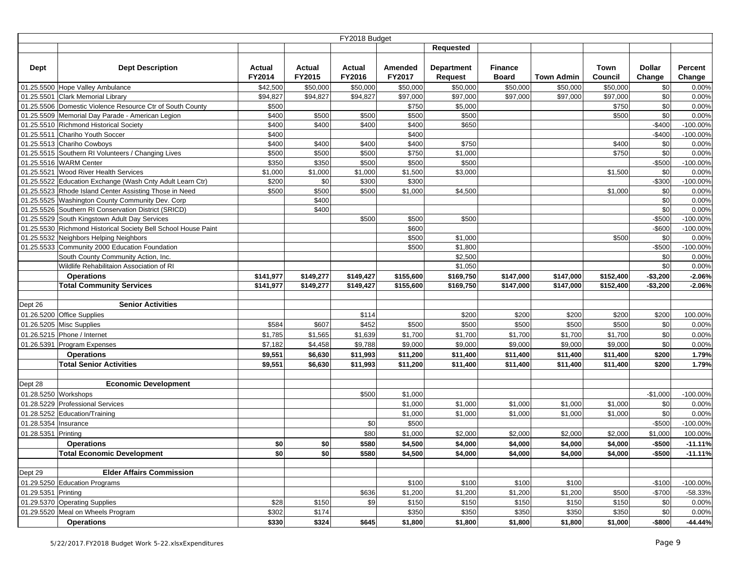| | | | | FY2018 Budget | | | | | | | |
|---|---|---|---|---|---|---|---|---|---|---|---|
| | | | | | | Requested | | | | | |
| Dept | Dept Description | Actual FY2014 | Actual FY2015 | Actual FY2016 | Amended FY2017 | Department Request | Finance Board | Town Admin | Town Council | Dollar Change | Percent Change |
| 01.25.5500 | Hope Valley Ambulance | $42,500 | $50,000 | $50,000 | $50,000 | $50,000 | $50,000 | $50,000 | $50,000 | $0 | 0.00% |
| 01.25.5501 | Clark Memorial Library | $94,827 | $94,827 | $94,827 | $97,000 | $97,000 | $97,000 | $97,000 | $97,000 | $0 | 0.00% |
| 01.25.5506 | Domestic Violence Resource Ctr of South County | $500 | | | $750 | $5,000 | | | $750 | $0 | 0.00% |
| 01.25.5509 | Memorial Day Parade - American Legion | $400 | $500 | $500 | $500 | $500 | | | $500 | $0 | 0.00% |
| 01.25.5510 | Richmond Historical Society | $400 | $400 | $400 | $400 | $650 | | | | -$400 | -100.00% |
| 01.25.5511 | Chariho Youth Soccer | $400 | | | $400 | | | | | -$400 | -100.00% |
| 01.25.5513 | Chariho Cowboys | $400 | $400 | $400 | $400 | $750 | | | $400 | $0 | 0.00% |
| 01.25.5515 | Southern RI Volunteers / Changing Lives | $500 | $500 | $500 | $750 | $1,000 | | | $750 | $0 | 0.00% |
| 01.25.5516 | WARM Center | $350 | $350 | $500 | $500 | $500 | | | | -$500 | -100.00% |
| 01.25.5521 | Wood River Health Services | $1,000 | $1,000 | $1,000 | $1,500 | $3,000 | | | $1,500 | $0 | 0.00% |
| 01.25.5522 | Education Exchange (Wash Cnty Adult Learn Ctr) | $200 | $0 | $300 | $300 | | | | | -$300 | -100.00% |
| 01.25.5523 | Rhode Island Center Assisting Those in Need | $500 | $500 | $500 | $1,000 | $4,500 | | | $1,000 | $0 | 0.00% |
| 01.25.5525 | Washington County Community Dev. Corp | | $400 | | | | | | | $0 | 0.00% |
| 01.25.5526 | Southern RI Conservation District (SRICD) | | $400 | | | | | | | $0 | 0.00% |
| 01.25.5529 | South Kingstown Adult Day Services | | | $500 | $500 | $500 | | | | -$500 | -100.00% |
| 01.25.5530 | Richmond Historical Society Bell School House Paint | | | | $600 | | | | | -$600 | -100.00% |
| 01.25.5532 | Neighbors Helping Neighbors | | | | $500 | $1,000 | | | $500 | $0 | 0.00% |
| 01.25.5533 | Community 2000 Education Foundation | | | | $500 | $1,800 | | | | -$500 | -100.00% |
| | South County Community Action, Inc. | | | | | $2,500 | | | | $0 | 0.00% |
| | Wildlife Rehabilitaion Association of RI | | | | | $1,050 | | | | $0 | 0.00% |
| | **Operations** | **$141,977** | **$149,277** | **$149,427** | **$155,600** | **$169,750** | **$147,000** | **$147,000** | **$152,400** | **-$3,200** | **-2.06%** |
| | **Total Community Services** | **$141,977** | **$149,277** | **$149,427** | **$155,600** | **$169,750** | **$147,000** | **$147,000** | **$152,400** | **-$3,200** | **-2.06%** |
| | | | | | | | | | | | |
| Dept 26 | **Senior Activities** | | | | | | | | | | |
| 01.26.5200 | Office Supplies | | | $114 | | $200 | $200 | $200 | $200 | $200 | 100.00% |
| 01.26.5205 | Misc Supplies | $584 | $607 | $452 | $500 | $500 | $500 | $500 | $500 | $0 | 0.00% |
| 01.26.5215 | Phone / Internet | $1,785 | $1,565 | $1,639 | $1,700 | $1,700 | $1,700 | $1,700 | $1,700 | $0 | 0.00% |
| 01.26.5391 | Program Expenses | $7,182 | $4,458 | $9,788 | $9,000 | $9,000 | $9,000 | $9,000 | $9,000 | $0 | 0.00% |
| | **Operations** | **$9,551** | **$6,630** | **$11,993** | **$11,200** | **$11,400** | **$11,400** | **$11,400** | **$11,400** | **$200** | **1.79%** |
| | **Total Senior Activities** | **$9,551** | **$6,630** | **$11,993** | **$11,200** | **$11,400** | **$11,400** | **$11,400** | **$11,400** | **$200** | **1.79%** |
| | | | | | | | | | | | |
| Dept 28 | **Economic Development** | | | | | | | | | | |
| 01.28.5250 | Workshops | | | $500 | $1,000 | | | | | -$1,000 | -100.00% |
| 01.28.5229 | Professional Services | | | | $1,000 | $1,000 | $1,000 | $1,000 | $1,000 | $0 | 0.00% |
| 01.28.5252 | Education/Training | | | | $1,000 | $1,000 | $1,000 | $1,000 | $1,000 | $0 | 0.00% |
| 01.28.5354 | Insurance | | | $0 | $500 | | | | | -$500 | -100.00% |
| 01.28.5351 | Printing | | | $80 | $1,000 | $2,000 | $2,000 | $2,000 | $2,000 | $1,000 | 100.00% |
| | **Operations** | **$0** | **$0** | **$580** | **$4,500** | **$4,000** | **$4,000** | **$4,000** | **$4,000** | **-$500** | **-11.11%** |
| | **Total Economic Development** | **$0** | **$0** | **$580** | **$4,500** | **$4,000** | **$4,000** | **$4,000** | **$4,000** | **-$500** | **-11.11%** |
| | | | | | | | | | | | |
| Dept 29 | **Elder Affairs Commission** | | | | | | | | | | |
| 01.29.5250 | Education Programs | | | | $100 | $100 | $100 | $100 | | -$100 | -100.00% |
| 01.29.5351 | Printing | | | $636 | $1,200 | $1,200 | $1,200 | $1,200 | $500 | -$700 | -58.33% |
| 01.29.5370 | Operating Supplies | $28 | $150 | $9 | $150 | $150 | $150 | $150 | $150 | $0 | 0.00% |
| 01.29.5520 | Meal on Wheels Program | $302 | $174 | | $350 | $350 | $350 | $350 | $350 | $0 | 0.00% |
| | **Operations** | **$330** | **$324** | **$645** | **$1,800** | **$1,800** | **$1,800** | **$1,800** | **$1,000** | **-$800** | **-44.44%** |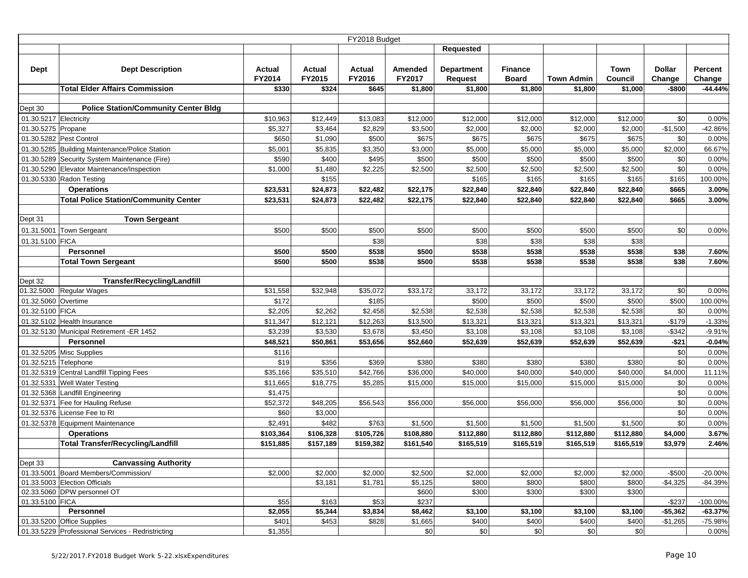| FY2018 Budget | | | | | | | | | | | |
|---|---|---|---|---|---|---|---|---|---|---|---|
| | | | | | | Requested | | | | | |
| Dept | Dept Description | Actual FY2014 | Actual FY2015 | Actual FY2016 | Amended FY2017 | Department Request | Finance Board | Town Admin | Town Council | Dollar Change | Percent Change |
| | **Total Elder Affairs Commission** | **$330** | **$324** | **$645** | **$1,800** | **$1,800** | **$1,800** | **$1,800** | **$1,000** | **-$800** | **-44.44%** |
| | | | | | | | | | | | |
| Dept 30 | **Police Station/Community Center Bldg** | | | | | | | | | | |
| 01.30.5217 | Electricity | $10,963 | $12,449 | $13,083 | $12,000 | $12,000 | $12,000 | $12,000 | $12,000 | $0 | 0.00% |
| 01.30.5275 | Propane | $5,327 | $3,464 | $2,829 | $3,500 | $2,000 | $2,000 | $2,000 | $2,000 | -$1,500 | -42.86% |
| 01.30.5282 | Pest Control | $650 | $1,090 | $500 | $675 | $675 | $675 | $675 | $675 | $0 | 0.00% |
| 01.30.5285 | Building Maintenance/Police Station | $5,001 | $5,835 | $3,350 | $3,000 | $5,000 | $5,000 | $5,000 | $5,000 | $2,000 | 66.67% |
| 01.30.5289 | Security System Maintenance (Fire) | $590 | $400 | $495 | $500 | $500 | $500 | $500 | $500 | $0 | 0.00% |
| 01.30.5290 | Elevator Maintenance/Inspection | $1,000 | $1,480 | $2,225 | $2,500 | $2,500 | $2,500 | $2,500 | $2,500 | $0 | 0.00% |
| 01.30.5330 | Radon Testing | | $155 | | | $165 | $165 | $165 | $165 | $165 | 100.00% |
| | **Operations** | **$23,531** | **$24,873** | **$22,482** | **$22,175** | **$22,840** | **$22,840** | **$22,840** | **$22,840** | **$665** | **3.00%** |
| | **Total Police Station/Community Center** | **$23,531** | **$24,873** | **$22,482** | **$22,175** | **$22,840** | **$22,840** | **$22,840** | **$22,840** | **$665** | **3.00%** |
| | | | | | | | | | | | |
| Dept 31 | **Town Sergeant** | | | | | | | | | | |
| 01.31.5001 | Town Sergeant | $500 | $500 | $500 | $500 | $500 | $500 | $500 | $500 | $0 | 0.00% |
| 01.31.5100 | FICA | | | $38 | | $38 | $38 | $38 | $38 | | |
| | **Personnel** | **$500** | **$500** | **$538** | **$500** | **$538** | **$538** | **$538** | **$538** | **$38** | **7.60%** |
| | **Total Town Sergeant** | **$500** | **$500** | **$538** | **$500** | **$538** | **$538** | **$538** | **$538** | **$38** | **7.60%** |
| | | | | | | | | | | | |
| Dept 32 | **Transfer/Recycling/Landfill** | | | | | | | | | | |
| 01.32.5000 | Regular Wages | $31,558 | $32,948 | $35,072 | $33,172 | 33,172 | 33,172 | 33,172 | 33,172 | $0 | 0.00% |
| 01.32.5060 | Overtime | $172 | | $185 | | $500 | $500 | $500 | $500 | $500 | 100.00% |
| 01.32.5100 | FICA | $2,205 | $2,262 | $2,458 | $2,538 | $2,538 | $2,538 | $2,538 | $2,538 | $0 | 0.00% |
| 01.32.5102 | Health Insurance | $11,347 | $12,121 | $12,263 | $13,500 | $13,321 | $13,321 | $13,321 | $13,321 | -$179 | -1.33% |
| 01.32.5130 | Municipal Retirement -ER 1452 | $3,239 | $3,530 | $3,678 | $3,450 | $3,108 | $3,108 | $3,108 | $3,108 | -$342 | -9.91% |
| | **Personnel** | **$48,521** | **$50,861** | **$53,656** | **$52,660** | **$52,639** | **$52,639** | **$52,639** | **$52,639** | **-$21** | **-0.04%** |
| 01.32.5205 | Misc Supplies | $116 | | | | | | | | $0 | 0.00% |
| 01.32.5215 | Telephone | $19 | $356 | $369 | $380 | $380 | $380 | $380 | $380 | $0 | 0.00% |
| 01.32.5319 | Central Landfill Tipping Fees | $35,166 | $35,510 | $42,766 | $36,000 | $40,000 | $40,000 | $40,000 | $40,000 | $4,000 | 11.11% |
| 01.32.5331 | Well Water Testing | $11,665 | $18,775 | $5,285 | $15,000 | $15,000 | $15,000 | $15,000 | $15,000 | $0 | 0.00% |
| 01.32.5368 | Landfill Engineering | $1,475 | | | | | | | | $0 | 0.00% |
| 01.32.5371 | Fee for Hauling Refuse | $52,372 | $48,205 | $56,543 | $56,000 | $56,000 | $56,000 | $56,000 | $56,000 | $0 | 0.00% |
| 01.32.5376 | License Fee to RI | $60 | $3,000 | | | | | | | $0 | 0.00% |
| 01.32.5378 | Equipment Maintenance | $2,491 | $482 | $763 | $1,500 | $1,500 | $1,500 | $1,500 | $1,500 | $0 | 0.00% |
| | **Operations** | **$103,364** | **$106,328** | **$105,726** | **$108,880** | **$112,880** | **$112,880** | **$112,880** | **$112,880** | **$4,000** | **3.67%** |
| | **Total Transfer/Recycling/Landfill** | **$151,885** | **$157,189** | **$159,382** | **$161,540** | **$165,519** | **$165,519** | **$165,519** | **$165,519** | **$3,979** | **2.46%** |
| | | | | | | | | | | | |
| Dept 33 | **Canvassing Authority** | | | | | | | | | | |
| 01.33.5001 | Board Members/Commission/ | $2,000 | $2,000 | $2,000 | $2,500 | $2,000 | $2,000 | $2,000 | $2,000 | -$500 | -20.00% |
| 01.33.5003 | Election Officials | | $3,181 | $1,781 | $5,125 | $800 | $800 | $800 | $800 | -$4,325 | -84.39% |
| 02.33.5060 | DPW personnel OT | | | | $600 | $300 | $300 | $300 | $300 | | |
| 01.33.5100 | FICA | $55 | $163 | $53 | $237 | | | | | -$237 | -100.00% |
| | **Personnel** | **$2,055** | **$5,344** | **$3,834** | **$8,462** | **$3,100** | **$3,100** | **$3,100** | **$3,100** | **-$5,362** | **-63.37%** |
| 01.33.5200 | Office Supplies | $401 | $453 | $828 | $1,665 | $400 | $400 | $400 | $400 | -$1,265 | -75.98% |
| 01.33.5229 | Professional Services - Redistricting | $1,355 | | | $0 | $0 | $0 | $0 | $0 | | 0.00% |

5/22/2017.FY2018 Budget Work 5-22.xlsxExpenditures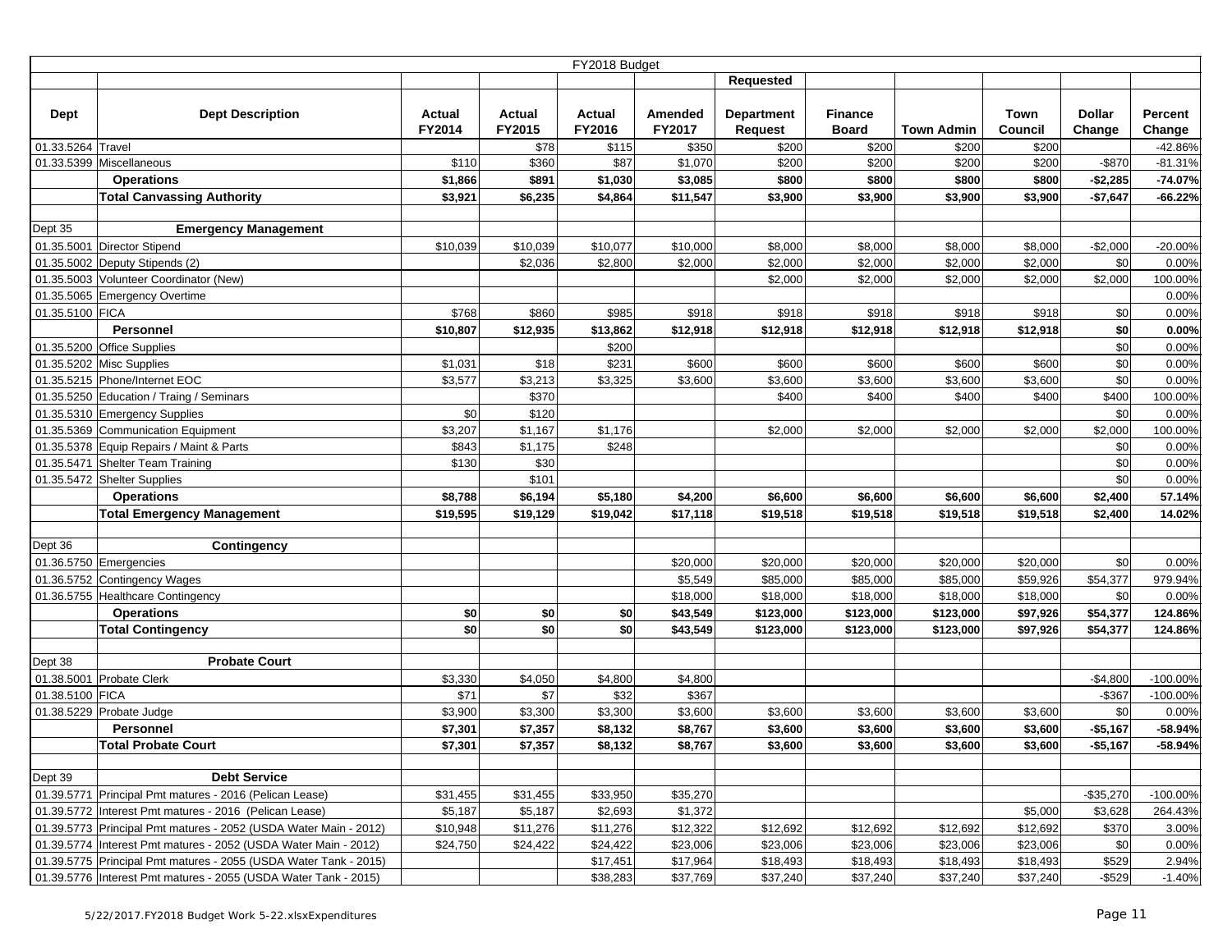| FY2018 Budget | | | | | | | | | | | |
|---|---|---|---|---|---|---|---|---|---|---|---|
| | | | | | | Requested | | | | | |
| **Dept** | **Dept Description** | **Actual FY2014** | **Actual FY2015** | **Actual FY2016** | **Amended FY2017** | **Department Request** | **Finance Board** | **Town Admin** | **Town Council** | **Dollar Change** | **Percent Change** |
| 01.33.5264 | Travel | | $78 | $115 | $350 | $200 | $200 | $200 | $200 | | -42.86% |
| 01.33.5399 | Miscellaneous | $110 | $360 | $87 | $1,070 | $200 | $200 | $200 | $200 | -$870 | -81.31% |
| | **Operations** | **$1,866** | **$891** | **$1,030** | **$3,085** | **$800** | **$800** | **$800** | **$800** | **-$2,285** | **-74.07%** |
| | **Total Canvassing Authority** | **$3,921** | **$6,235** | **$4,864** | **$11,547** | **$3,900** | **$3,900** | **$3,900** | **$3,900** | **-$7,647** | **-66.22%** |
| | | | | | | | | | | | |
| Dept 35 | **Emergency Management** | | | | | | | | | | |
| 01.35.5001 | Director Stipend | $10,039 | $10,039 | $10,077 | $10,000 | $8,000 | $8,000 | $8,000 | $8,000 | -$2,000 | -20.00% |
| 01.35.5002 | Deputy Stipends (2) | | $2,036 | $2,800 | $2,000 | $2,000 | $2,000 | $2,000 | $2,000 | $0 | 0.00% |
| 01.35.5003 | Volunteer Coordinator (New) | | | | | $2,000 | $2,000 | $2,000 | $2,000 | $2,000 | 100.00% |
| 01.35.5065 | Emergency Overtime | | | | | | | | | | 0.00% |
| 01.35.5100 | FICA | $768 | $860 | $985 | $918 | $918 | $918 | $918 | $918 | $0 | 0.00% |
| | **Personnel** | **$10,807** | **$12,935** | **$13,862** | **$12,918** | **$12,918** | **$12,918** | **$12,918** | **$12,918** | **$0** | **0.00%** |
| 01.35.5200 | Office Supplies | | | $200 | | | | | | $0 | 0.00% |
| 01.35.5202 | Misc Supplies | $1,031 | $18 | $231 | $600 | $600 | $600 | $600 | $600 | $0 | 0.00% |
| 01.35.5215 | Phone/Internet EOC | $3,577 | $3,213 | $3,325 | $3,600 | $3,600 | $3,600 | $3,600 | $3,600 | $0 | 0.00% |
| 01.35.5250 | Education / Traing / Seminars | | $370 | | | $400 | $400 | $400 | $400 | $400 | 100.00% |
| 01.35.5310 | Emergency Supplies | $0 | $120 | | | | | | | $0 | 0.00% |
| 01.35.5369 | Communication Equipment | $3,207 | $1,167 | $1,176 | | $2,000 | $2,000 | $2,000 | $2,000 | $2,000 | 100.00% |
| 01.35.5378 | Equip Repairs / Maint & Parts | $843 | $1,175 | $248 | | | | | | $0 | 0.00% |
| 01.35.5471 | Shelter Team Training | $130 | $30 | | | | | | | $0 | 0.00% |
| 01.35.5472 | Shelter Supplies | | $101 | | | | | | | $0 | 0.00% |
| | **Operations** | **$8,788** | **$6,194** | **$5,180** | **$4,200** | **$6,600** | **$6,600** | **$6,600** | **$6,600** | **$2,400** | **57.14%** |
| | **Total Emergency Management** | **$19,595** | **$19,129** | **$19,042** | **$17,118** | **$19,518** | **$19,518** | **$19,518** | **$19,518** | **$2,400** | **14.02%** |
| | | | | | | | | | | | |
| Dept 36 | **Contingency** | | | | | | | | | | |
| 01.36.5750 | Emergencies | | | | $20,000 | $20,000 | $20,000 | $20,000 | $20,000 | $0 | 0.00% |
| 01.36.5752 | Contingency Wages | | | | $5,549 | $85,000 | $85,000 | $85,000 | $59,926 | $54,377 | 979.94% |
| 01.36.5755 | Healthcare Contingency | | | | $18,000 | $18,000 | $18,000 | $18,000 | $18,000 | $0 | 0.00% |
| | **Operations** | **$0** | **$0** | **$0** | **$43,549** | **$123,000** | **$123,000** | **$123,000** | **$97,926** | **$54,377** | **124.86%** |
| | **Total Contingency** | **$0** | **$0** | **$0** | **$43,549** | **$123,000** | **$123,000** | **$123,000** | **$97,926** | **$54,377** | **124.86%** |
| | | | | | | | | | | | |
| Dept 38 | **Probate Court** | | | | | | | | | | |
| 01.38.5001 | Probate Clerk | $3,330 | $4,050 | $4,800 | $4,800 | | | | | -$4,800 | -100.00% |
| 01.38.5100 | FICA | $71 | $7 | $32 | $367 | | | | | -$367 | -100.00% |
| 01.38.5229 | Probate Judge | $3,900 | $3,300 | $3,300 | $3,600 | $3,600 | $3,600 | $3,600 | $3,600 | $0 | 0.00% |
| | **Personnel** | **$7,301** | **$7,357** | **$8,132** | **$8,767** | **$3,600** | **$3,600** | **$3,600** | **$3,600** | **-$5,167** | **-58.94%** |
| | **Total Probate Court** | **$7,301** | **$7,357** | **$8,132** | **$8,767** | **$3,600** | **$3,600** | **$3,600** | **$3,600** | **-$5,167** | **-58.94%** |
| | | | | | | | | | | | |
| Dept 39 | **Debt Service** | | | | | | | | | | |
| 01.39.5771 | Principal Pmt matures - 2016 (Pelican Lease) | $31,455 | $31,455 | $33,950 | $35,270 | | | | | -$35,270 | -100.00% |
| 01.39.5772 | Interest Pmt matures - 2016 (Pelican Lease) | $5,187 | $5,187 | $2,693 | $1,372 | | | | $5,000 | $3,628 | 264.43% |
| 01.39.5773 | Principal Pmt matures - 2052 (USDA Water Main - 2012) | $10,948 | $11,276 | $11,276 | $12,322 | $12,692 | $12,692 | $12,692 | $12,692 | $370 | 3.00% |
| 01.39.5774 | Interest Pmt matures - 2052 (USDA Water Main - 2012) | $24,750 | $24,422 | $24,422 | $23,006 | $23,006 | $23,006 | $23,006 | $23,006 | $0 | 0.00% |
| 01.39.5775 | Principal Pmt matures - 2055 (USDA Water Tank - 2015) | | | $17,451 | $17,964 | $18,493 | $18,493 | $18,493 | $18,493 | $529 | 2.94% |
| 01.39.5776 | Interest Pmt matures - 2055 (USDA Water Tank - 2015) | | | $38,283 | $37,769 | $37,240 | $37,240 | $37,240 | $37,240 | -$529 | -1.40% |

5/22/2017.FY2018 Budget Work 5-22.xlsxExpenditures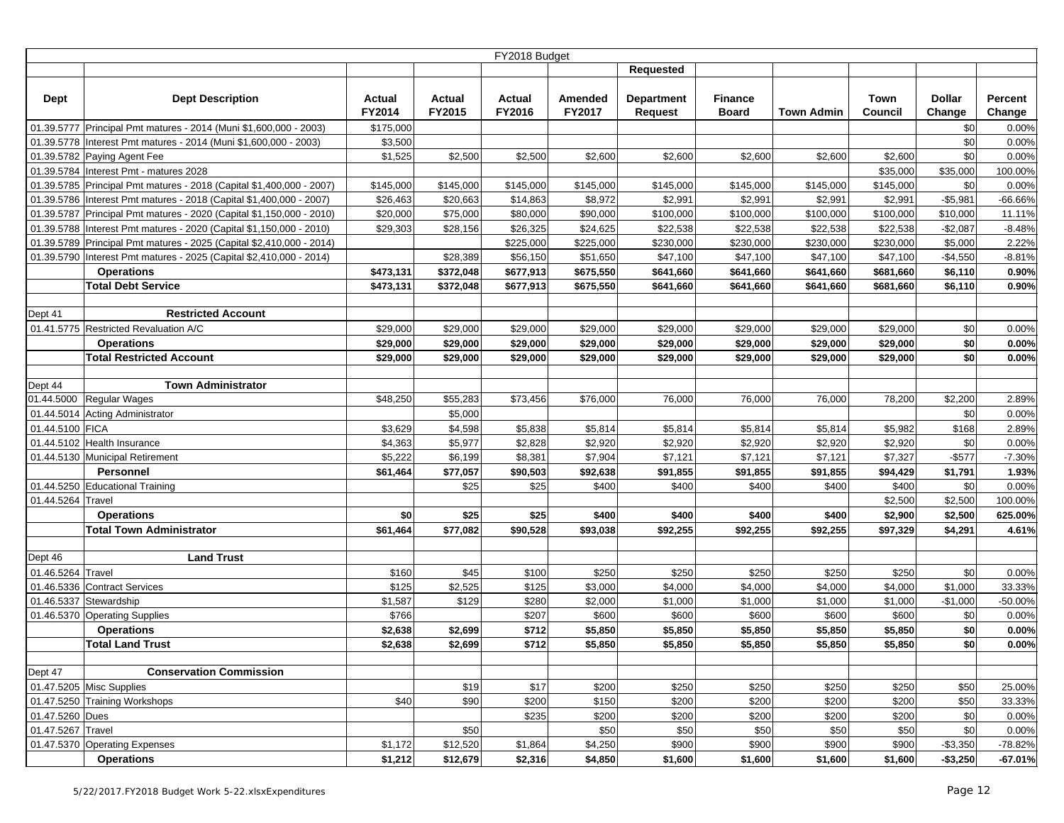| FY2018 Budget | | | | | | | | | | | |
|---|---|---|---|---|---|---|---|---|---|---|---|
| | | | | | | Requested | | | | | |
| Dept | Dept Description | Actual FY2014 | Actual FY2015 | Actual FY2016 | Amended FY2017 | Department Request | Finance Board | Town Admin | Town Council | Dollar Change | Percent Change |
| 01.39.5777 | Principal Pmt matures - 2014 (Muni $1,600,000 - 2003) | $175,000 | | | | | | | | $0 | 0.00% |
| 01.39.5778 | Interest Pmt matures - 2014 (Muni $1,600,000 - 2003) | $3,500 | | | | | | | | $0 | 0.00% |
| 01.39.5782 | Paying Agent Fee | $1,525 | $2,500 | $2,500 | $2,600 | $2,600 | $2,600 | $2,600 | $2,600 | $0 | 0.00% |
| 01.39.5784 | Interest Pmt - matures 2028 | | | | | | | | $35,000 | $35,000 | 100.00% |
| 01.39.5785 | Principal Pmt matures - 2018 (Capital $1,400,000 - 2007) | $145,000 | $145,000 | $145,000 | $145,000 | $145,000 | $145,000 | $145,000 | $145,000 | $0 | 0.00% |
| 01.39.5786 | Interest Pmt matures - 2018 (Capital $1,400,000 - 2007) | $26,463 | $20,663 | $14,863 | $8,972 | $2,991 | $2,991 | $2,991 | $2,991 | -$5,981 | -66.66% |
| 01.39.5787 | Principal Pmt matures - 2020 (Capital $1,150,000 - 2010) | $20,000 | $75,000 | $80,000 | $90,000 | $100,000 | $100,000 | $100,000 | $100,000 | $10,000 | 11.11% |
| 01.39.5788 | Interest Pmt matures - 2020 (Capital $1,150,000 - 2010) | $29,303 | $28,156 | $26,325 | $24,625 | $22,538 | $22,538 | $22,538 | $22,538 | -$2,087 | -8.48% |
| 01.39.5789 | Principal Pmt matures - 2025 (Capital $2,410,000 - 2014) | | | $225,000 | $225,000 | $230,000 | $230,000 | $230,000 | $230,000 | $5,000 | 2.22% |
| 01.39.5790 | Interest Pmt matures - 2025 (Capital $2,410,000 - 2014) | | $28,389 | $56,150 | $51,650 | $47,100 | $47,100 | $47,100 | $47,100 | -$4,550 | -8.81% |
| | **Operations** | **$473,131** | **$372,048** | **$677,913** | **$675,550** | **$641,660** | **$641,660** | **$641,660** | **$681,660** | **$6,110** | **0.90%** |
| | **Total Debt Service** | **$473,131** | **$372,048** | **$677,913** | **$675,550** | **$641,660** | **$641,660** | **$641,660** | **$681,660** | **$6,110** | **0.90%** |
| | | | | | | | | | | | |
| Dept 41 | **Restricted Account** | | | | | | | | | | |
| 01.41.5775 | Restricted Revaluation A/C | $29,000 | $29,000 | $29,000 | $29,000 | $29,000 | $29,000 | $29,000 | $29,000 | $0 | 0.00% |
| | **Operations** | **$29,000** | **$29,000** | **$29,000** | **$29,000** | **$29,000** | **$29,000** | **$29,000** | **$29,000** | **$0** | **0.00%** |
| | **Total Restricted Account** | **$29,000** | **$29,000** | **$29,000** | **$29,000** | **$29,000** | **$29,000** | **$29,000** | **$29,000** | **$0** | **0.00%** |
| | | | | | | | | | | | |
| Dept 44 | **Town Administrator** | | | | | | | | | | |
| 01.44.5000 | Regular Wages | $48,250 | $55,283 | $73,456 | $76,000 | 76,000 | 76,000 | 76,000 | 78,200 | $2,200 | 2.89% |
| 01.44.5014 | Acting Administrator | | $5,000 | | | | | | | $0 | 0.00% |
| 01.44.5100 | FICA | $3,629 | $4,598 | $5,838 | $5,814 | $5,814 | $5,814 | $5,814 | $5,982 | $168 | 2.89% |
| 01.44.5102 | Health Insurance | $4,363 | $5,977 | $2,828 | $2,920 | $2,920 | $2,920 | $2,920 | $2,920 | $0 | 0.00% |
| 01.44.5130 | Municipal Retirement | $5,222 | $6,199 | $8,381 | $7,904 | $7,121 | $7,121 | $7,121 | $7,327 | -$577 | -7.30% |
| | **Personnel** | **$61,464** | **$77,057** | **$90,503** | **$92,638** | **$91,855** | **$91,855** | **$91,855** | **$94,429** | **$1,791** | **1.93%** |
| 01.44.5250 | Educational Training | | $25 | $25 | $400 | $400 | $400 | $400 | $400 | $0 | 0.00% |
| 01.44.5264 | Travel | | | | | | | | $2,500 | $2,500 | 100.00% |
| | **Operations** | **$0** | **$25** | **$25** | **$400** | **$400** | **$400** | **$400** | **$2,900** | **$2,500** | **625.00%** |
| | **Total Town Administrator** | **$61,464** | **$77,082** | **$90,528** | **$93,038** | **$92,255** | **$92,255** | **$92,255** | **$97,329** | **$4,291** | **4.61%** |
| | | | | | | | | | | | |
| Dept 46 | **Land Trust** | | | | | | | | | | |
| 01.46.5264 | Travel | $160 | $45 | $100 | $250 | $250 | $250 | $250 | $250 | $0 | 0.00% |
| 01.46.5336 | Contract Services | $125 | $2,525 | $125 | $3,000 | $4,000 | $4,000 | $4,000 | $4,000 | $1,000 | 33.33% |
| 01.46.5337 | Stewardship | $1,587 | $129 | $280 | $2,000 | $1,000 | $1,000 | $1,000 | $1,000 | -$1,000 | -50.00% |
| 01.46.5370 | Operating Supplies | $766 | | $207 | $600 | $600 | $600 | $600 | $600 | $0 | 0.00% |
| | **Operations** | **$2,638** | **$2,699** | **$712** | **$5,850** | **$5,850** | **$5,850** | **$5,850** | **$5,850** | **$0** | **0.00%** |
| | **Total Land Trust** | **$2,638** | **$2,699** | **$712** | **$5,850** | **$5,850** | **$5,850** | **$5,850** | **$5,850** | **$0** | **0.00%** |
| | | | | | | | | | | | |
| Dept 47 | **Conservation Commission** | | | | | | | | | | |
| 01.47.5205 | Misc Supplies | | $19 | $17 | $200 | $250 | $250 | $250 | $250 | $50 | 25.00% |
| 01.47.5250 | Training Workshops | $40 | $90 | $200 | $150 | $200 | $200 | $200 | $200 | $50 | 33.33% |
| 01.47.5260 | Dues | | | $235 | $200 | $200 | $200 | $200 | $200 | $0 | 0.00% |
| 01.47.5267 | Travel | | $50 | | $50 | $50 | $50 | $50 | $50 | $0 | 0.00% |
| 01.47.5370 | Operating Expenses | $1,172 | $12,520 | $1,864 | $4,250 | $900 | $900 | $900 | $900 | -$3,350 | -78.82% |
| | **Operations** | **$1,212** | **$12,679** | **$2,316** | **$4,850** | **$1,600** | **$1,600** | **$1,600** | **$1,600** | **-$3,250** | **-67.01%** |

5/22/2017.FY2018 Budget Work 5-22.xlsxExpenditures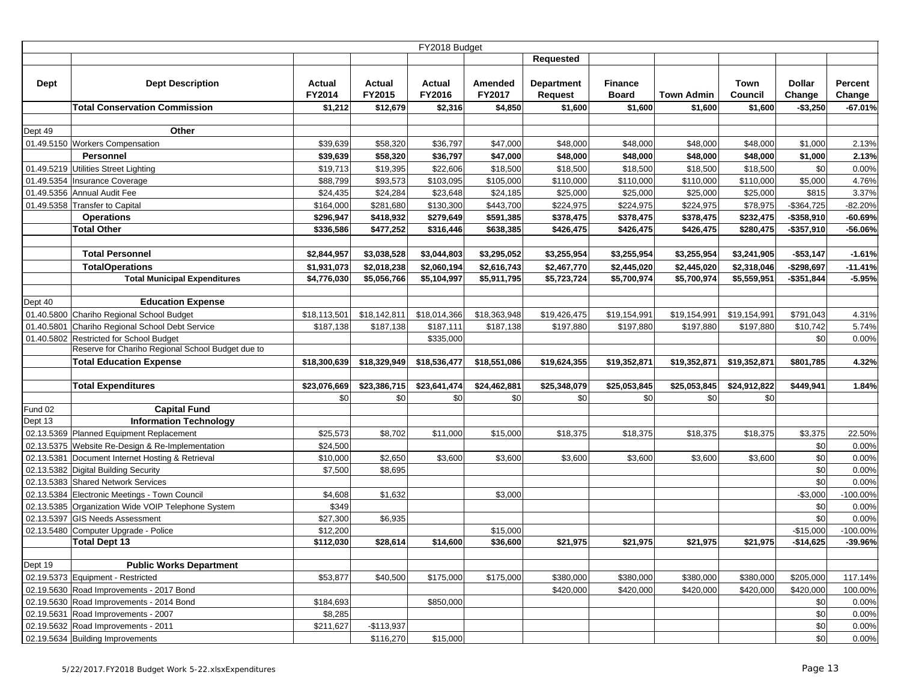| FY2018 Budget | | | | | | | | | | | |
|---|---|---|---|---|---|---|---|---|---|---|---|
| | | | | | | Requested | | | | | |
| Dept | Dept Description | Actual FY2014 | Actual FY2015 | Actual FY2016 | Amended FY2017 | Department Request | Finance Board | Town Admin | Town Council | Dollar Change | Percent Change |
| | **Total Conservation Commission** | **$1,212** | **$12,679** | **$2,316** | **$4,850** | **$1,600** | **$1,600** | **$1,600** | **$1,600** | **-$3,250** | **-67.01%** |
| | | | | | | | | | | | |
| Dept 49 | **Other** | | | | | | | | | | |
| 01.49.5150 | Workers Compensation | $39,639 | $58,320 | $36,797 | $47,000 | $48,000 | $48,000 | $48,000 | $48,000 | $1,000 | 2.13% |
| | **Personnel** | **$39,639** | **$58,320** | **$36,797** | **$47,000** | **$48,000** | **$48,000** | **$48,000** | **$48,000** | **$1,000** | **2.13%** |
| 01.49.5219 | Utilities Street Lighting | $19,713 | $19,395 | $22,606 | $18,500 | $18,500 | $18,500 | $18,500 | $18,500 | $0 | 0.00% |
| 01.49.5354 | Insurance Coverage | $88,799 | $93,573 | $103,095 | $105,000 | $110,000 | $110,000 | $110,000 | $110,000 | $5,000 | 4.76% |
| 01.49.5356 | Annual Audit Fee | $24,435 | $24,284 | $23,648 | $24,185 | $25,000 | $25,000 | $25,000 | $25,000 | $815 | 3.37% |
| 01.49.5358 | Transfer to Capital | $164,000 | $281,680 | $130,300 | $443,700 | $224,975 | $224,975 | $224,975 | $78,975 | -$364,725 | -82.20% |
| | **Operations** | **$296,947** | **$418,932** | **$279,649** | **$591,385** | **$378,475** | **$378,475** | **$378,475** | **$232,475** | **-$358,910** | **-60.69%** |
| | **Total Other** | **$336,586** | **$477,252** | **$316,446** | **$638,385** | **$426,475** | **$426,475** | **$426,475** | **$280,475** | **-$357,910** | **-56.06%** |
| | | | | | | | | | | | |
| | **Total Personnel** | **$2,844,957** | **$3,038,528** | **$3,044,803** | **$3,295,052** | **$3,255,954** | **$3,255,954** | **$3,255,954** | **$3,241,905** | **-$53,147** | **-1.61%** |
| | **TotalOperations** | **$1,931,073** | **$2,018,238** | **$2,060,194** | **$2,616,743** | **$2,467,770** | **$2,445,020** | **$2,445,020** | **$2,318,046** | **-$298,697** | **-11.41%** |
| | **Total Municipal Expenditures** | **$4,776,030** | **$5,056,766** | **$5,104,997** | **$5,911,795** | **$5,723,724** | **$5,700,974** | **$5,700,974** | **$5,559,951** | **-$351,844** | **-5.95%** |
| | | | | | | | | | | | |
| Dept 40 | **Education Expense** | | | | | | | | | | |
| 01.40.5800 | Chariho Regional School Budget | $18,113,501 | $18,142,811 | $18,014,366 | $18,363,948 | $19,426,475 | $19,154,991 | $19,154,991 | $19,154,991 | $791,043 | 4.31% |
| 01.40.5801 | Chariho Regional School Debt Service | $187,138 | $187,138 | $187,111 | $187,138 | $197,880 | $197,880 | $197,880 | $197,880 | $10,742 | 5.74% |
| 01.40.5802 | Restricted for School Budget | | | $335,000 | | | | | | $0 | 0.00% |
| | Reserve for Chariho Regional School Budget due to | | | | | | | | | | |
| | **Total Education Expense** | **$18,300,639** | **$18,329,949** | **$18,536,477** | **$18,551,086** | **$19,624,355** | **$19,352,871** | **$19,352,871** | **$19,352,871** | **$801,785** | **4.32%** |
| | | | | | | | | | | | |
| | **Total Expenditures** | **$23,076,669** | **$23,386,715** | **$23,641,474** | **$24,462,881** | **$25,348,079** | **$25,053,845** | **$25,053,845** | **$24,912,822** | **$449,941** | **1.84%** |
| | | $0 | $0 | $0 | $0 | $0 | $0 | $0 | $0 | | |
| Fund 02 | **Capital Fund** | | | | | | | | | | |
| Dept 13 | **Information Technology** | | | | | | | | | | |
| 02.13.5369 | Planned Equipment Replacement | $25,573 | $8,702 | $11,000 | $15,000 | $18,375 | $18,375 | $18,375 | $18,375 | $3,375 | 22.50% |
| 02.13.5375 | Website Re-Design & Re-Implementation | $24,500 | | | | | | | | $0 | 0.00% |
| 02.13.5381 | Document Internet Hosting & Retrieval | $10,000 | $2,650 | $3,600 | $3,600 | $3,600 | $3,600 | $3,600 | $3,600 | $0 | 0.00% |
| 02.13.5382 | Digital Building Security | $7,500 | $8,695 | | | | | | | $0 | 0.00% |
| 02.13.5383 | Shared Network Services | | | | | | | | | $0 | 0.00% |
| 02.13.5384 | Electronic Meetings - Town Council | $4,608 | $1,632 | | $3,000 | | | | | -$3,000 | -100.00% |
| 02.13.5385 | Organization Wide VOIP Telephone System | $349 | | | | | | | | $0 | 0.00% |
| 02.13.5397 | GIS Needs Assessment | $27,300 | $6,935 | | | | | | | $0 | 0.00% |
| 02.13.5480 | Computer Upgrade - Police | $12,200 | | | $15,000 | | | | | -$15,000 | -100.00% |
| | **Total Dept 13** | **$112,030** | **$28,614** | **$14,600** | **$36,600** | **$21,975** | **$21,975** | **$21,975** | **$21,975** | **-$14,625** | **-39.96%** |
| | | | | | | | | | | | |
| Dept 19 | **Public Works Department** | | | | | | | | | | |
| 02.19.5373 | Equipment - Restricted | $53,877 | $40,500 | $175,000 | $175,000 | $380,000 | $380,000 | $380,000 | $380,000 | $205,000 | 117.14% |
| 02.19.5630 | Road Improvements - 2017 Bond | | | | | $420,000 | $420,000 | $420,000 | $420,000 | $420,000 | 100.00% |
| 02.19.5630 | Road Improvements - 2014 Bond | $184,693 | | $850,000 | | | | | | $0 | 0.00% |
| 02.19.5631 | Road Improvements - 2007 | $8,285 | | | | | | | | $0 | 0.00% |
| 02.19.5632 | Road Improvements - 2011 | $211,627 | -$113,937 | | | | | | | $0 | 0.00% |
| 02.19.5634 | Building Improvements | | $116,270 | $15,000 | | | | | | $0 | 0.00% |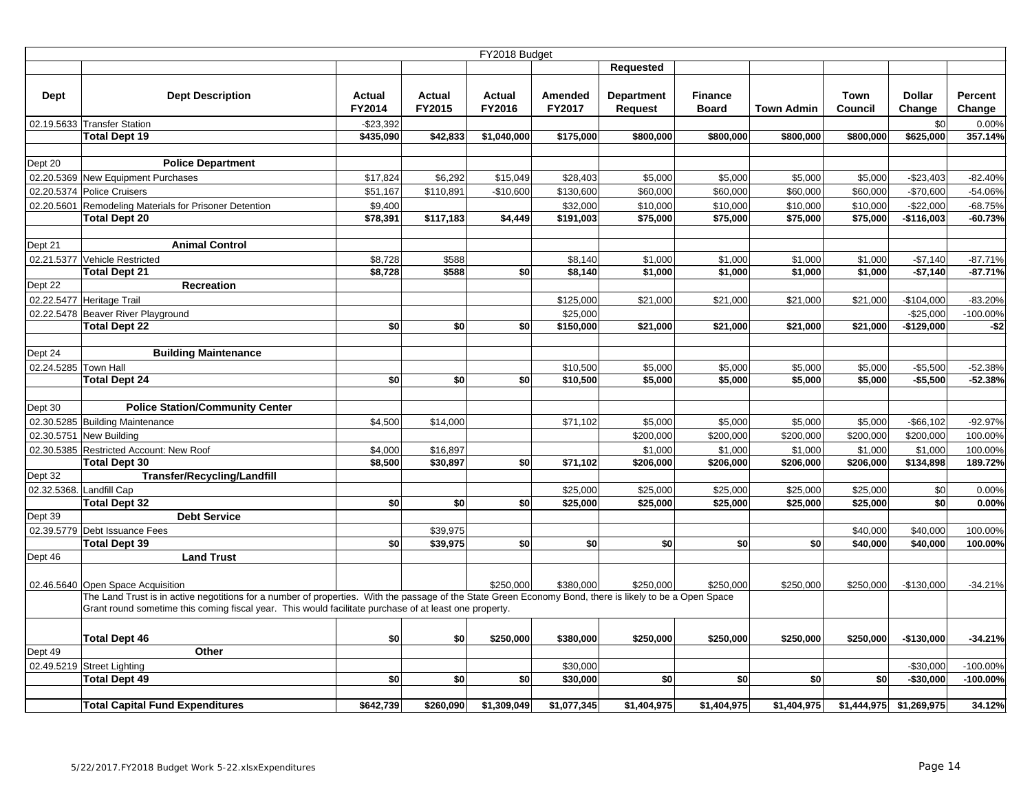| FY2018 Budget | | | | | | | | | | | |
|---|---|---|---|---|---|---|---|---|---|---|---|
| | | | | | | Requested | | | | | |
| Dept | Dept Description | Actual FY2014 | Actual FY2015 | Actual FY2016 | Amended FY2017 | Department Request | Finance Board | Town Admin | Town Council | Dollar Change | Percent Change |
| 02.19.5633 | Transfer Station | -$23,392 | | | | | | | | $0 | 0.00% |
| | **Total Dept 19** | **$435,090** | **$42,833** | **$1,040,000** | **$175,000** | **$800,000** | **$800,000** | **$800,000** | **$800,000** | **$625,000** | **357.14%** |
| Dept 20 | **Police Department** | | | | | | | | | | |
| 02.20.5369 | New Equipment Purchases | $17,824 | $6,292 | $15,049 | $28,403 | $5,000 | $5,000 | $5,000 | $5,000 | -$23,403 | -82.40% |
| 02.20.5374 | Police Cruisers | $51,167 | $110,891 | -$10,600 | $130,600 | $60,000 | $60,000 | $60,000 | $60,000 | -$70,600 | -54.06% |
| 02.20.5601 | Remodeling Materials for Prisoner Detention | $9,400 | | | $32,000 | $10,000 | $10,000 | $10,000 | $10,000 | -$22,000 | -68.75% |
| | **Total Dept 20** | **$78,391** | **$117,183** | **$4,449** | **$191,003** | **$75,000** | **$75,000** | **$75,000** | **$75,000** | **-$116,003** | **-60.73%** |
| Dept 21 | **Animal Control** | | | | | | | | | | |
| 02.21.5377 | Vehicle Restricted | $8,728 | $588 | | $8,140 | $1,000 | $1,000 | $1,000 | $1,000 | -$7,140 | -87.71% |
| | **Total Dept 21** | **$8,728** | **$588** | **$0** | **$8,140** | **$1,000** | **$1,000** | **$1,000** | **$1,000** | **-$7,140** | **-87.71%** |
| Dept 22 | **Recreation** | | | | | | | | | | |
| 02.22.5477 | Heritage Trail | | | | $125,000 | $21,000 | $21,000 | $21,000 | $21,000 | -$104,000 | -83.20% |
| 02.22.5478 | Beaver River Playground | | | | $25,000 | | | | | -$25,000 | -100.00% |
| | **Total Dept 22** | **$0** | **$0** | **$0** | **$150,000** | **$21,000** | **$21,000** | **$21,000** | **$21,000** | **-$129,000** | **-$2** |
| Dept 24 | **Building Maintenance** | | | | | | | | | | |
| 02.24.5285 | Town Hall | | | | $10,500 | $5,000 | $5,000 | $5,000 | $5,000 | -$5,500 | -52.38% |
| | **Total Dept 24** | **$0** | **$0** | **$0** | **$10,500** | **$5,000** | **$5,000** | **$5,000** | **$5,000** | **-$5,500** | **-52.38%** |
| Dept 30 | **Police Station/Community Center** | | | | | | | | | | |
| 02.30.5285 | Building Maintenance | $4,500 | $14,000 | | $71,102 | $5,000 | $5,000 | $5,000 | $5,000 | -$66,102 | -92.97% |
| 02.30.5751 | New Building | | | | | $200,000 | $200,000 | $200,000 | $200,000 | $200,000 | 100.00% |
| 02.30.5385 | Restricted Account: New Roof | $4,000 | $16,897 | | | $1,000 | $1,000 | $1,000 | $1,000 | $1,000 | 100.00% |
| | **Total Dept 30** | **$8,500** | **$30,897** | **$0** | **$71,102** | **$206,000** | **$206,000** | **$206,000** | **$206,000** | **$134,898** | **189.72%** |
| Dept 32 | **Transfer/Recycling/Landfill** | | | | | | | | | | |
| 02.32.5368. | Landfill Cap | | | | $25,000 | $25,000 | $25,000 | $25,000 | $25,000 | $0 | 0.00% |
| | **Total Dept 32** | **$0** | **$0** | **$0** | **$25,000** | **$25,000** | **$25,000** | **$25,000** | **$25,000** | **$0** | **0.00%** |
| Dept 39 | **Debt Service** | | | | | | | | | | |
| 02.39.5779 | Debt Issuance Fees | | $39,975 | | | | | | $40,000 | $40,000 | 100.00% |
| | **Total Dept 39** | **$0** | **$39,975** | **$0** | **$0** | **$0** | **$0** | **$0** | **$40,000** | **$40,000** | **100.00%** |
| Dept 46 | **Land Trust** | | | | | | | | | | |
| 02.46.5640 | Open Space Acquisition | | | $250,000 | $380,000 | $250,000 | $250,000 | $250,000 | $250,000 | -$130,000 | -34.21% |
| | The Land Trust is in active negotiations for a number of properties. With the passage of the State Green Economy Bond, there is likely to be a Open Space Grant round sometime this coming fiscal year. This would facilitate purchase of at least one property. | | | | | | | | | | |
| | **Total Dept 46** | **$0** | **$0** | **$250,000** | **$380,000** | **$250,000** | **$250,000** | **$250,000** | **$250,000** | **-$130,000** | **-34.21%** |
| Dept 49 | **Other** | | | | | | | | | | |
| 02.49.5219 | Street Lighting | | | | $30,000 | | | | | -$30,000 | -100.00% |
| | **Total Dept 49** | **$0** | **$0** | **$0** | **$30,000** | **$0** | **$0** | **$0** | **$0** | **-$30,000** | **-100.00%** |
| | **Total Capital Fund Expenditures** | **$642,739** | **$260,090** | **$1,309,049** | **$1,077,345** | **$1,404,975** | **$1,404,975** | **$1,404,975** | **$1,444,975** | **$1,269,975** | **34.12%** |

5/22/2017.FY2018 Budget Work 5-22.xlsxExpenditures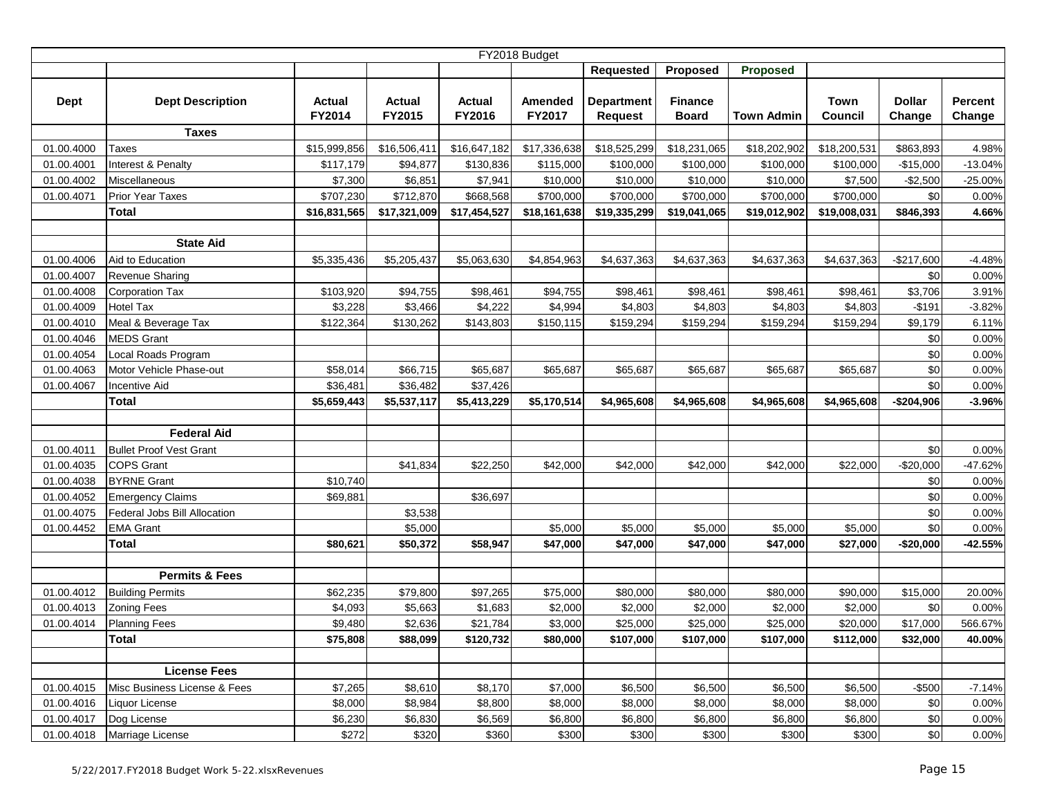| FY2018 Budget | | | | | | | | | | | |
|---|---|---|---|---|---|---|---|---|---|---|---|
| | | | | | | Requested | Proposed | Proposed | | | |
| Dept | Dept Description | Actual FY2014 | Actual FY2015 | Actual FY2016 | Amended FY2017 | Department Request | Finance Board | Town Admin | Town Council | Dollar Change | Percent Change |
| | **Taxes** | | | | | | | | | | |
| 01.00.4000 | Taxes | $15,999,856 | $16,506,411 | $16,647,182 | $17,336,638 | $18,525,299 | $18,231,065 | $18,202,902 | $18,200,531 | $863,893 | 4.98% |
| 01.00.4001 | Interest & Penalty | $117,179 | $94,877 | $130,836 | $115,000 | $100,000 | $100,000 | $100,000 | $100,000 | -$15,000 | -13.04% |
| 01.00.4002 | Miscellaneous | $7,300 | $6,851 | $7,941 | $10,000 | $10,000 | $10,000 | $10,000 | $7,500 | -$2,500 | -25.00% |
| 01.00.4071 | Prior Year Taxes | $707,230 | $712,870 | $668,568 | $700,000 | $700,000 | $700,000 | $700,000 | $700,000 | $0 | 0.00% |
| | **Total** | **$16,831,565** | **$17,321,009** | **$17,454,527** | **$18,161,638** | **$19,335,299** | **$19,041,065** | **$19,012,902** | **$19,008,031** | **$846,393** | **4.66%** |
| | | | | | | | | | | | |
| | **State Aid** | | | | | | | | | | |
| 01.00.4006 | Aid to Education | $5,335,436 | $5,205,437 | $5,063,630 | $4,854,963 | $4,637,363 | $4,637,363 | $4,637,363 | $4,637,363 | -$217,600 | -4.48% |
| 01.00.4007 | Revenue Sharing | | | | | | | | | $0 | 0.00% |
| 01.00.4008 | Corporation Tax | $103,920 | $94,755 | $98,461 | $94,755 | $98,461 | $98,461 | $98,461 | $98,461 | $3,706 | 3.91% |
| 01.00.4009 | Hotel Tax | $3,228 | $3,466 | $4,222 | $4,994 | $4,803 | $4,803 | $4,803 | $4,803 | -$191 | -3.82% |
| 01.00.4010 | Meal & Beverage Tax | $122,364 | $130,262 | $143,803 | $150,115 | $159,294 | $159,294 | $159,294 | $159,294 | $9,179 | 6.11% |
| 01.00.4046 | MEDS Grant | | | | | | | | | $0 | 0.00% |
| 01.00.4054 | Local Roads Program | | | | | | | | | $0 | 0.00% |
| 01.00.4063 | Motor Vehicle Phase-out | $58,014 | $66,715 | $65,687 | $65,687 | $65,687 | $65,687 | $65,687 | $65,687 | $0 | 0.00% |
| 01.00.4067 | Incentive Aid | $36,481 | $36,482 | $37,426 | | | | | | $0 | 0.00% |
| | **Total** | **$5,659,443** | **$5,537,117** | **$5,413,229** | **$5,170,514** | **$4,965,608** | **$4,965,608** | **$4,965,608** | **$4,965,608** | **-$204,906** | **-3.96%** |
| | | | | | | | | | | | |
| | **Federal Aid** | | | | | | | | | | |
| 01.00.4011 | Bullet Proof Vest Grant | | | | | | | | | $0 | 0.00% |
| 01.00.4035 | COPS Grant | | $41,834 | $22,250 | $42,000 | $42,000 | $42,000 | $42,000 | $22,000 | -$20,000 | -47.62% |
| 01.00.4038 | BYRNE Grant | $10,740 | | | | | | | | $0 | 0.00% |
| 01.00.4052 | Emergency Claims | $69,881 | | $36,697 | | | | | | $0 | 0.00% |
| 01.00.4075 | Federal Jobs Bill Allocation | | $3,538 | | | | | | | $0 | 0.00% |
| 01.00.4452 | EMA Grant | | $5,000 | | $5,000 | $5,000 | $5,000 | $5,000 | $5,000 | $0 | 0.00% |
| | **Total** | **$80,621** | **$50,372** | **$58,947** | **$47,000** | **$47,000** | **$47,000** | **$47,000** | **$27,000** | **-$20,000** | **-42.55%** |
| | | | | | | | | | | | |
| | **Permits & Fees** | | | | | | | | | | |
| 01.00.4012 | Building Permits | $62,235 | $79,800 | $97,265 | $75,000 | $80,000 | $80,000 | $80,000 | $90,000 | $15,000 | 20.00% |
| 01.00.4013 | Zoning Fees | $4,093 | $5,663 | $1,683 | $2,000 | $2,000 | $2,000 | $2,000 | $2,000 | $0 | 0.00% |
| 01.00.4014 | Planning Fees | $9,480 | $2,636 | $21,784 | $3,000 | $25,000 | $25,000 | $25,000 | $20,000 | $17,000 | 566.67% |
| | **Total** | **$75,808** | **$88,099** | **$120,732** | **$80,000** | **$107,000** | **$107,000** | **$107,000** | **$112,000** | **$32,000** | **40.00%** |
| | | | | | | | | | | | |
| | **License Fees** | | | | | | | | | | |
| 01.00.4015 | Misc Business License & Fees | $7,265 | $8,610 | $8,170 | $7,000 | $6,500 | $6,500 | $6,500 | $6,500 | -$500 | -7.14% |
| 01.00.4016 | Liquor License | $8,000 | $8,984 | $8,800 | $8,000 | $8,000 | $8,000 | $8,000 | $8,000 | $0 | 0.00% |
| 01.00.4017 | Dog License | $6,230 | $6,830 | $6,569 | $6,800 | $6,800 | $6,800 | $6,800 | $6,800 | $0 | 0.00% |
| 01.00.4018 | Marriage License | $272 | $320 | $360 | $300 | $300 | $300 | $300 | $300 | $0 | 0.00% |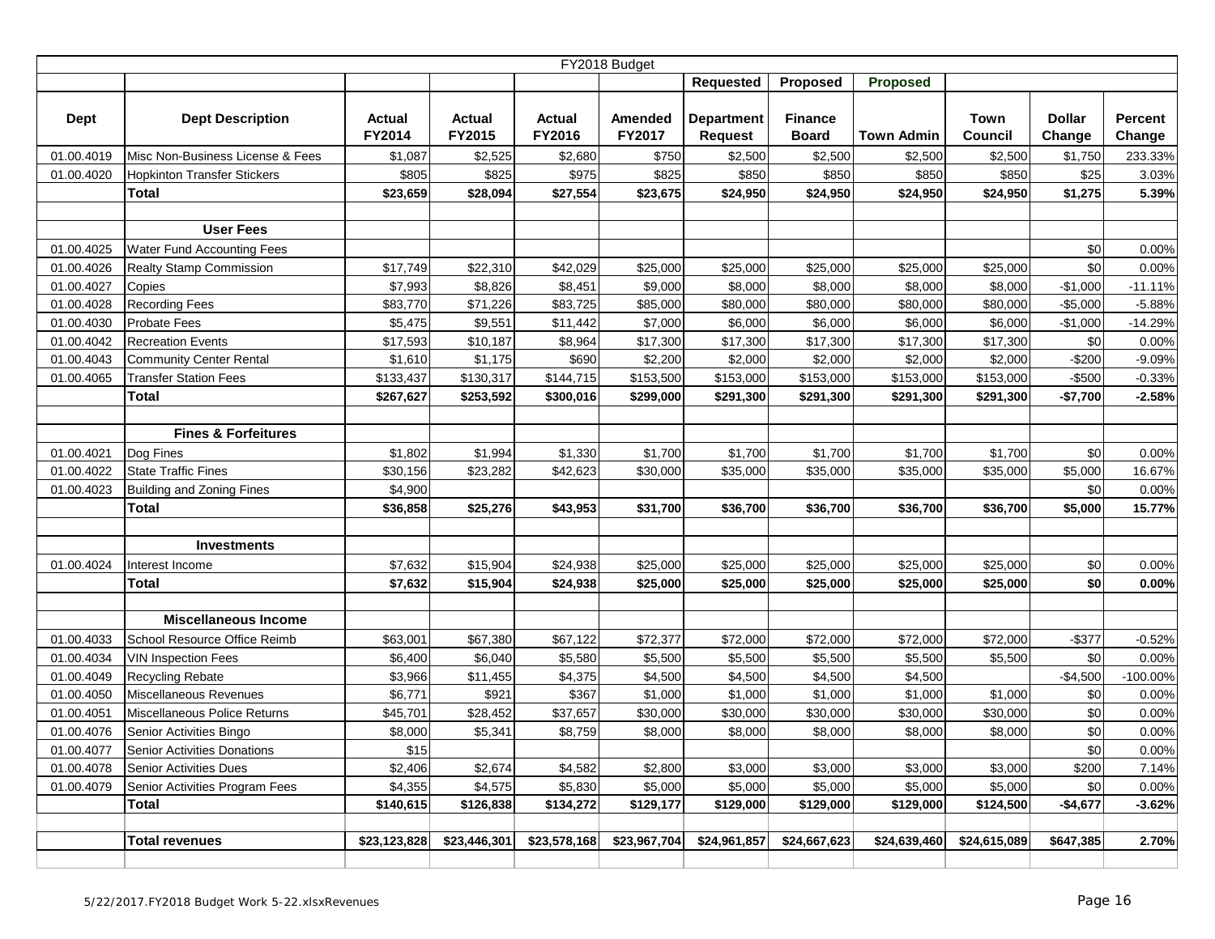| FY2018 Budget | | | | | | | | | | | |
|---|---|---|---|---|---|---|---|---|---|---|---|
| | | | | | | Requested | Proposed | Proposed | | | |
| Dept | Dept Description | Actual FY2014 | Actual FY2015 | Actual FY2016 | Amended FY2017 | Department Request | Finance Board | Town Admin | Town Council | Dollar Change | Percent Change |
| 01.00.4019 | Misc Non-Business License & Fees | $1,087 | $2,525 | $2,680 | $750 | $2,500 | $2,500 | $2,500 | $2,500 | $1,750 | 233.33% |
| 01.00.4020 | Hopkinton Transfer Stickers | $805 | $825 | $975 | $825 | $850 | $850 | $850 | $850 | $25 | 3.03% |
| | **Total** | **$23,659** | **$28,094** | **$27,554** | **$23,675** | **$24,950** | **$24,950** | **$24,950** | **$24,950** | **$1,275** | **5.39%** |
| | | | | | | | | | | | |
| | **User Fees** | | | | | | | | | | |
| 01.00.4025 | Water Fund Accounting Fees | | | | | | | | | $0 | 0.00% |
| 01.00.4026 | Realty Stamp Commission | $17,749 | $22,310 | $42,029 | $25,000 | $25,000 | $25,000 | $25,000 | $25,000 | $0 | 0.00% |
| 01.00.4027 | Copies | $7,993 | $8,826 | $8,451 | $9,000 | $8,000 | $8,000 | $8,000 | $8,000 | -$1,000 | -11.11% |
| 01.00.4028 | Recording Fees | $83,770 | $71,226 | $83,725 | $85,000 | $80,000 | $80,000 | $80,000 | $80,000 | -$5,000 | -5.88% |
| 01.00.4030 | Probate Fees | $5,475 | $9,551 | $11,442 | $7,000 | $6,000 | $6,000 | $6,000 | $6,000 | -$1,000 | -14.29% |
| 01.00.4042 | Recreation Events | $17,593 | $10,187 | $8,964 | $17,300 | $17,300 | $17,300 | $17,300 | $17,300 | $0 | 0.00% |
| 01.00.4043 | Community Center Rental | $1,610 | $1,175 | $690 | $2,200 | $2,000 | $2,000 | $2,000 | $2,000 | -$200 | -9.09% |
| 01.00.4065 | Transfer Station Fees | $133,437 | $130,317 | $144,715 | $153,500 | $153,000 | $153,000 | $153,000 | $153,000 | -$500 | -0.33% |
| | **Total** | **$267,627** | **$253,592** | **$300,016** | **$299,000** | **$291,300** | **$291,300** | **$291,300** | **$291,300** | **-$7,700** | **-2.58%** |
| | | | | | | | | | | | |
| | **Fines & Forfeitures** | | | | | | | | | | |
| 01.00.4021 | Dog Fines | $1,802 | $1,994 | $1,330 | $1,700 | $1,700 | $1,700 | $1,700 | $1,700 | $0 | 0.00% |
| 01.00.4022 | State Traffic Fines | $30,156 | $23,282 | $42,623 | $30,000 | $35,000 | $35,000 | $35,000 | $35,000 | $5,000 | 16.67% |
| 01.00.4023 | Building and Zoning Fines | $4,900 | | | | | | | | $0 | 0.00% |
| | **Total** | **$36,858** | **$25,276** | **$43,953** | **$31,700** | **$36,700** | **$36,700** | **$36,700** | **$36,700** | **$5,000** | **15.77%** |
| | | | | | | | | | | | |
| | **Investments** | | | | | | | | | | |
| 01.00.4024 | Interest Income | $7,632 | $15,904 | $24,938 | $25,000 | $25,000 | $25,000 | $25,000 | $25,000 | $0 | 0.00% |
| | **Total** | **$7,632** | **$15,904** | **$24,938** | **$25,000** | **$25,000** | **$25,000** | **$25,000** | **$25,000** | **$0** | **0.00%** |
| | | | | | | | | | | | |
| | **Miscellaneous Income** | | | | | | | | | | |
| 01.00.4033 | School Resource Office Reimb | $63,001 | $67,380 | $67,122 | $72,377 | $72,000 | $72,000 | $72,000 | $72,000 | -$377 | -0.52% |
| 01.00.4034 | VIN Inspection Fees | $6,400 | $6,040 | $5,580 | $5,500 | $5,500 | $5,500 | $5,500 | $5,500 | $0 | 0.00% |
| 01.00.4049 | Recycling Rebate | $3,966 | $11,455 | $4,375 | $4,500 | $4,500 | $4,500 | $4,500 | | -$4,500 | -100.00% |
| 01.00.4050 | Miscellaneous Revenues | $6,771 | $921 | $367 | $1,000 | $1,000 | $1,000 | $1,000 | $1,000 | $0 | 0.00% |
| 01.00.4051 | Miscellaneous Police Returns | $45,701 | $28,452 | $37,657 | $30,000 | $30,000 | $30,000 | $30,000 | $30,000 | $0 | 0.00% |
| 01.00.4076 | Senior Activities Bingo | $8,000 | $5,341 | $8,759 | $8,000 | $8,000 | $8,000 | $8,000 | $8,000 | $0 | 0.00% |
| 01.00.4077 | Senior Activities Donations | $15 | | | | | | | | $0 | 0.00% |
| 01.00.4078 | Senior Activities Dues | $2,406 | $2,674 | $4,582 | $2,800 | $3,000 | $3,000 | $3,000 | $3,000 | $200 | 7.14% |
| 01.00.4079 | Senior Activities Program Fees | $4,355 | $4,575 | $5,830 | $5,000 | $5,000 | $5,000 | $5,000 | $5,000 | $0 | 0.00% |
| | **Total** | **$140,615** | **$126,838** | **$134,272** | **$129,177** | **$129,000** | **$129,000** | **$129,000** | **$124,500** | **-$4,677** | **-3.62%** |
| | | | | | | | | | | | |
| | **Total revenues** | **$23,123,828** | **$23,446,301** | **$23,578,168** | **$23,967,704** | **$24,961,857** | **$24,667,623** | **$24,639,460** | **$24,615,089** | **$647,385** | **2.70%** |

5/22/2017.FY2018 Budget Work 5-22.xlsxRevenues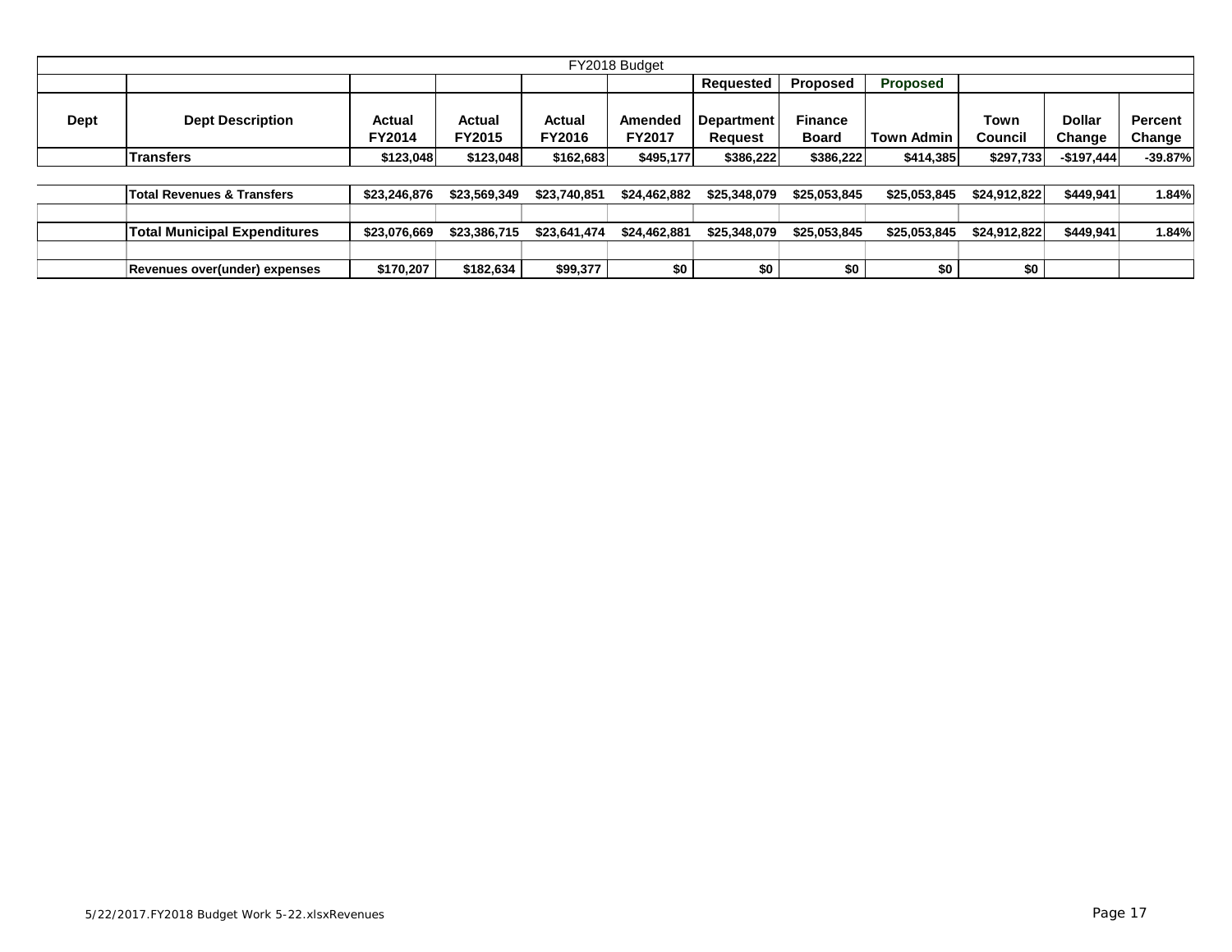| FY2018 Budget | | | | | | | | | | | |
|---|---|---|---|---|---|---|---|---|---|---|---|
| | | | | | | Requested | Proposed | Proposed | | | |
| Dept | Dept Description | Actual FY2014 | Actual FY2015 | Actual FY2016 | Amended FY2017 | Department Request | Finance Board | Town Admin | Town Council | Dollar Change | Percent Change |
| | **Transfers** | $123,048 | $123,048 | $162,683 | $495,177 | $386,222 | $386,222 | $414,385 | $297,733 | -$197,444 | -39.87% |
| | | | | | | | | | | | |
| | **Total Revenues & Transfers** | $23,246,876 | $23,569,349 | $23,740,851 | $24,462,882 | $25,348,079 | $25,053,845 | $25,053,845 | $24,912,822 | $449,941 | 1.84% |
| | | | | | | | | | | | |
| | **Total Municipal Expenditures** | $23,076,669 | $23,386,715 | $23,641,474 | $24,462,881 | $25,348,079 | $25,053,845 | $25,053,845 | $24,912,822 | $449,941 | 1.84% |
| | | | | | | | | | | | |
| | **Revenues over(under) expenses** | $170,207 | $182,634 | $99,377 | $0 | $0 | $0 | $0 | $0 | | |

5/22/2017.FY2018 Budget Work 5-22.xlsxRevenues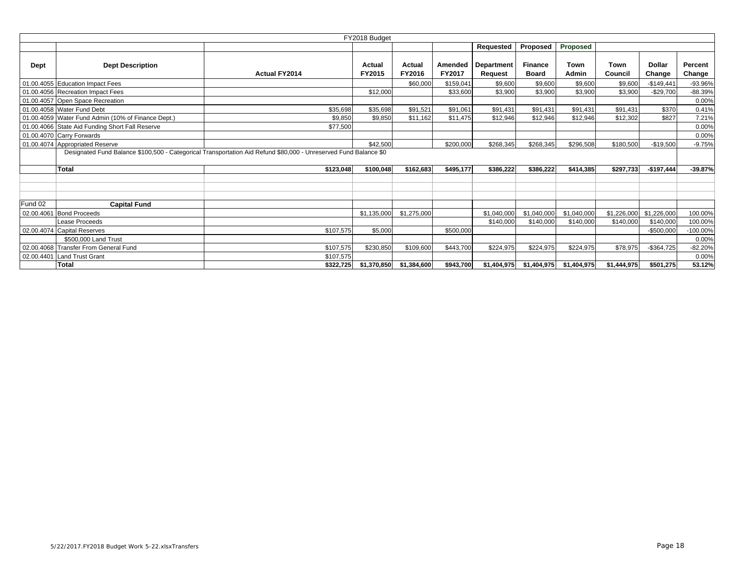FY2018 Budget

| Dept | Dept Description | Actual FY2014 | Actual FY2015 | Actual FY2016 | Amended FY2017 | Requested Department Request | Proposed Finance Board | Proposed Town Admin | Town Council | Dollar Change | Percent Change |
|---|---|---|---|---|---|---|---|---|---|---|---|
| 01.00.4055 | Education Impact Fees | | | $60,000 | $159,041 | $9,600 | $9,600 | $9,600 | $9,600 | -$149,441 | -93.96% |
| 01.00.4056 | Recreation Impact Fees | | $12,000 | | $33,600 | $3,900 | $3,900 | $3,900 | $3,900 | -$29,700 | -88.39% |
| 01.00.4057 | Open Space Recreation | | | | | | | | | | 0.00% |
| 01.00.4058 | Water Fund Debt | $35,698 | $35,698 | $91,521 | $91,061 | $91,431 | $91,431 | $91,431 | $91,431 | $370 | 0.41% |
| 01.00.4059 | Water Fund Admin (10% of Finance Dept.) | $9,850 | $9,850 | $11,162 | $11,475 | $12,946 | $12,946 | $12,946 | $12,302 | $827 | 7.21% |
| 01.00.4066 | State Aid Funding Short Fall Reserve | $77,500 | | | | | | | | | 0.00% |
| 01.00.4070 | Carry Forwards | | | | | | | | | | 0.00% |
| 01.00.4074 | Appropriated Reserve | | $42,500 | | $200,000 | $268,345 | $268,345 | $296,508 | $180,500 | -$19,500 | -9.75% |
| | Designated Fund Balance $100,500 - Categorical Transportation Aid Refund $80,000 - Unreserved Fund Balance $0 | | | | | | | | | | |
| | **Total** | **$123,048** | **$100,048** | **$162,683** | **$495,177** | **$386,222** | **$386,222** | **$414,385** | **$297,733** | **-$197,444** | **-39.87%** |
| | | | | | | | | | | | |
| Fund 02 | **Capital Fund** | | | | | | | | | | |
| 02.00.4061 | Bond Proceeds | | $1,135,000 | $1,275,000 | | $1,040,000 | $1,040,000 | $1,040,000 | $1,226,000 | $1,226,000 | 100.00% |
| | Lease Proceeds | | | | | $140,000 | $140,000 | $140,000 | $140,000 | $140,000 | 100.00% |
| 02.00.4074 | Capital Reserves | $107,575 | $5,000 | | $500,000 | | | | | -$500,000 | -100.00% |
| | $500,000 Land Trust | | | | | | | | | | 0.00% |
| 02.00.4068 | Transfer From General Fund | $107,575 | $230,850 | $109,600 | $443,700 | $224,975 | $224,975 | $224,975 | $78,975 | -$364,725 | -82.20% |
| 02.00.4401 | Land Trust Grant | $107,575 | | | | | | | | | 0.00% |
| | **Total** | **$322,725** | **$1,370,850** | **$1,384,600** | **$943,700** | **$1,404,975** | **$1,404,975** | **$1,404,975** | **$1,444,975** | **$501,275** | **53.12%** |